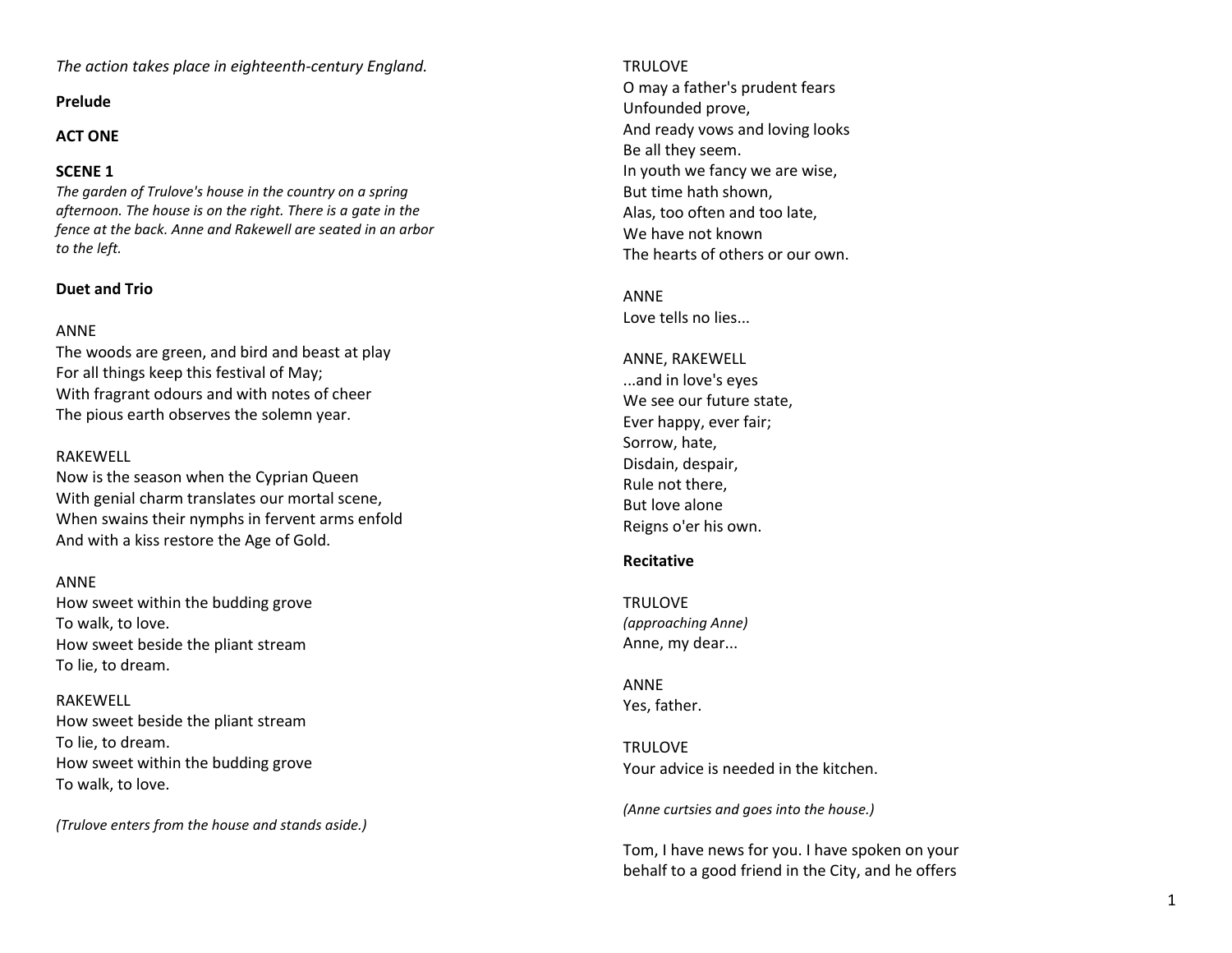*The action takes place in eighteenth-century England.*

**Prelude**

**ACT ONE**

**SCENE 1**

*The garden of Trulove's house in the country on a spring afternoon. The house is on the right. There is a gate in the fence at the back. Anne and Rakewell are seated in an arbor to the left.*

**Duet and Trio**

ANNE
The woods are green, and bird and beast at play
For all things keep this festival of May;
With fragrant odours and with notes of cheer
The pious earth observes the solemn year.

RAKEWELL
Now is the season when the Cyprian Queen
With genial charm translates our mortal scene,
When swains their nymphs in fervent arms enfold
And with a kiss restore the Age of Gold.

ANNE
How sweet within the budding grove
To walk, to love.
How sweet beside the pliant stream
To lie, to dream.

RAKEWELL
How sweet beside the pliant stream
To lie, to dream.
How sweet within the budding grove
To walk, to love.

*(Trulove enters from the house and stands aside.)*

TRULOVE
O may a father's prudent fears
Unfounded prove,
And ready vows and loving looks
Be all they seem.
In youth we fancy we are wise,
But time hath shown,
Alas, too often and too late,
We have not known
The hearts of others or our own.

ANNE
Love tells no lies...

ANNE, RAKEWELL
...and in love's eyes
We see our future state,
Ever happy, ever fair;
Sorrow, hate,
Disdain, despair,
Rule not there,
But love alone
Reigns o'er his own.

**Recitative**

TRULOVE
*(approaching Anne)*
Anne, my dear...

ANNE
Yes, father.

TRULOVE
Your advice is needed in the kitchen.

*(Anne curtsies and goes into the house.)*

Tom, I have news for you. I have spoken on your behalf to a good friend in the City, and he offers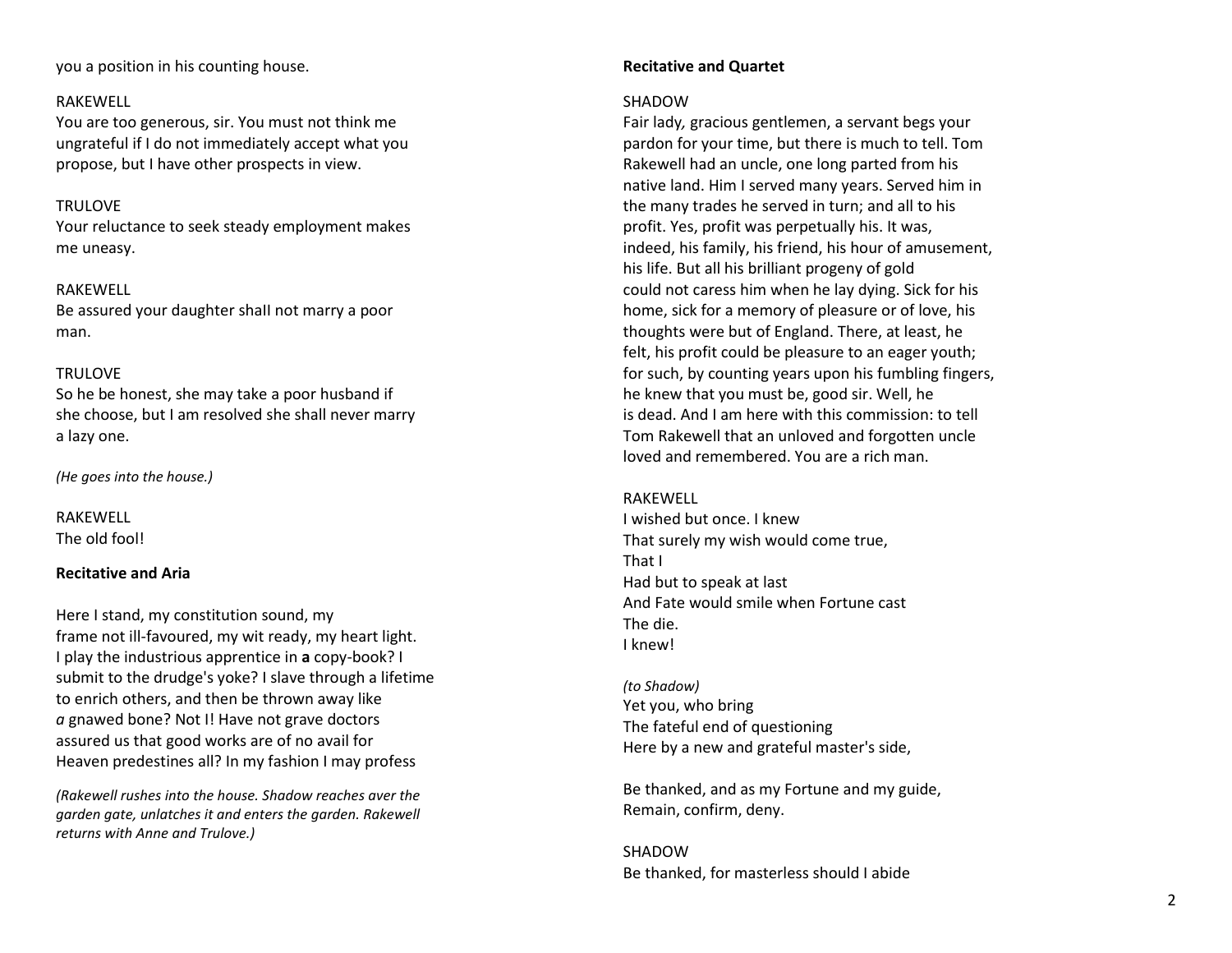you a position in his counting house.

RAKEWELL
You are too generous, sir. You must not think me ungrateful if I do not immediately accept what you propose, but I have other prospects in view.

TRULOVE
Your reluctance to seek steady employment makes me uneasy.

RAKEWELL
Be assured your daughter shaII not marry a poor man.

TRULOVE
So he be honest, she may take a poor husband if she choose, but I am resolved she shall never marry a lazy one.

*(He goes into the house.)*

RAKEWELL
The old fool!

**Recitative and Aria**

Here I stand, my constitution sound, my
frame not ill-favoured, my wit ready, my heart light.
I play the industrious apprentice in **a** copy-book? I
submit to the drudge's yoke? I slave through a lifetime
to enrich others, and then be thrown away like
*a* gnawed bone? Not I! Have not grave doctors
assured us that good works are of no avail for
Heaven predestines all? In my fashion I may profess

*(Rakewell rushes into the house. Shadow reaches aver the garden gate, unlatches it and enters the garden. Rakewell returns with Anne and Trulove.)*

**Recitative and Quartet**

SHADOW
Fair lady, gracious gentlemen, a servant begs your pardon for your time, but there is much to tell. Tom Rakewell had an uncle, one long parted from his native land. Him I served many years. Served him in the many trades he served in turn; and all to his profit. Yes, profit was perpetually his. It was, indeed, his family, his friend, his hour of amusement, his life. But all his brilliant progeny of gold could not caress him when he lay dying. Sick for his home, sick for a memory of pleasure or of love, his thoughts were but of England. There, at least, he felt, his profit could be pleasure to an eager youth; for such, by counting years upon his fumbling fingers, he knew that you must be, good sir. Well, he is dead. And I am here with this commission: to tell Tom Rakewell that an unloved and forgotten uncle loved and remembered. You are a rich man.

RAKEWELL
I wished but once. I knew
That surely my wish would come true,
That I
Had but to speak at last
And Fate would smile when Fortune cast
The die.
I knew!

*(to Shadow)*
Yet you, who bring
The fateful end of questioning
Here by a new and grateful master's side,

Be thanked, and as my Fortune and my guide,
Remain, confirm, deny.

SHADOW
Be thanked, for masterless should I abide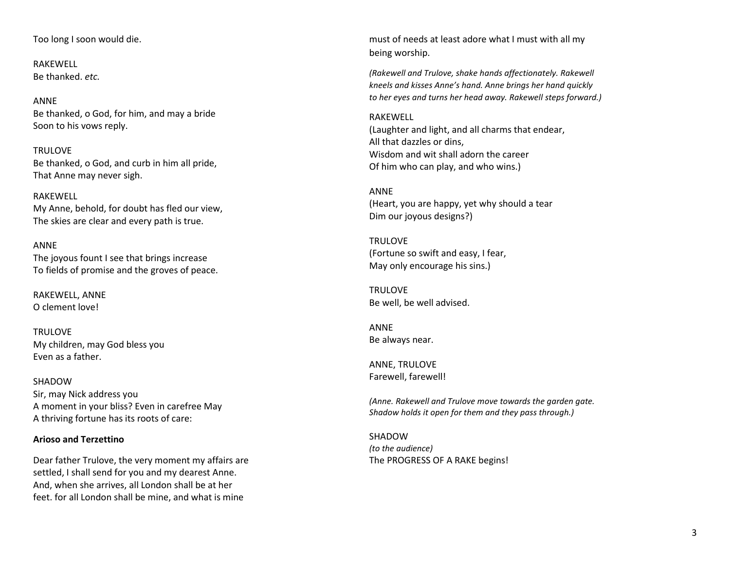Too long I soon would die.

RAKEWELL
Be thanked. *etc.*

ANNE
Be thanked, o God, for him, and may a bride
Soon to his vows reply.

TRULOVE
Be thanked, o God, and curb in him all pride,
That Anne may never sigh.

RAKEWELL
My Anne, behold, for doubt has fled our view,
The skies are clear and every path is true.

ANNE
The joyous fount I see that brings increase
To fields of promise and the groves of peace.

RAKEWELL, ANNE
O clement love!

TRULOVE
My children, may God bless you
Even as a father.

SHADOW
Sir, may Nick address you
A moment in your bliss? Even in carefree May
A thriving fortune has its roots of care:

**Arioso and Terzettino**

Dear father Trulove, the very moment my affairs are settled, I shall send for you and my dearest Anne. And, when she arrives, all London shall be at her feet. for all London shall be mine, and what is mine must of needs at least adore what I must with all my being worship.

*(Rakewell and Trulove, shake hands affectionately. Rakewell kneels and kisses Anne's hand. Anne brings her hand quickly to her eyes and turns her head away. Rakewell steps forward.)*

RAKEWELL
(Laughter and light, and all charms that endear,
All that dazzles or dins,
Wisdom and wit shall adorn the career
Of him who can play, and who wins.)

ANNE
(Heart, you are happy, yet why should a tear
Dim our joyous designs?)

TRULOVE
(Fortune so swift and easy, I fear,
May only encourage his sins.)

TRULOVE
Be well, be well advised.

ANNE
Be always near.

ANNE, TRULOVE
Farewell, farewell!

*(Anne. Rakewell and Trulove move towards the garden gate. Shadow holds it open for them and they pass through.)*

SHADOW
*(to the audience)*
The PROGRESS OF A RAKE begins!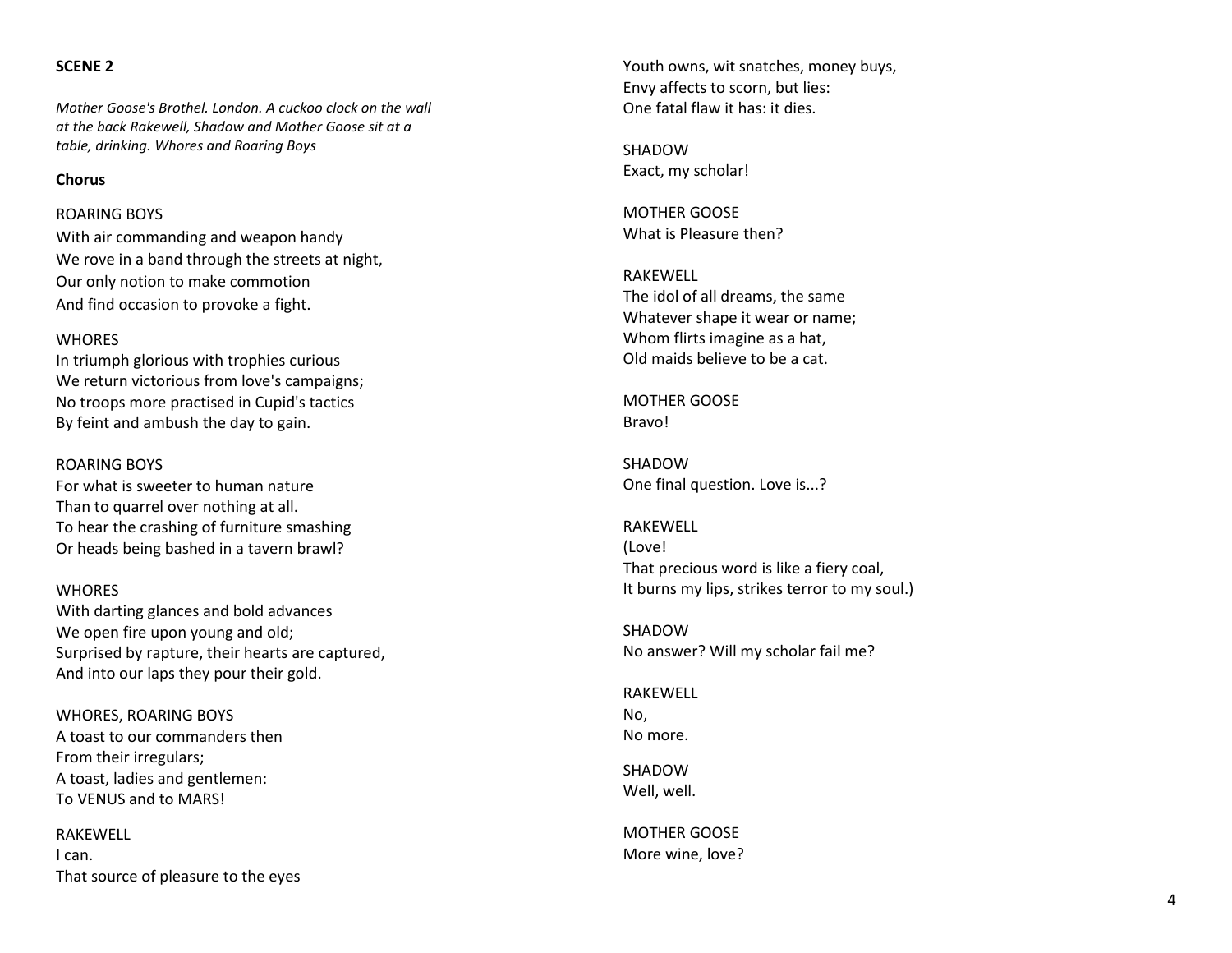**SCENE 2**

*Mother Goose's Brothel. London. A cuckoo clock on the wall at the back Rakewell, Shadow and Mother Goose sit at a table, drinking. Whores and Roaring Boys*

**Chorus**

ROARING BOYS
With air commanding and weapon handy
We rove in a band through the streets at night,
Our only notion to make commotion
And find occasion to provoke a fight.

WHORES
In triumph glorious with trophies curious
We return victorious from love's campaigns;
No troops more practised in Cupid's tactics
By feint and ambush the day to gain.

ROARING BOYS
For what is sweeter to human nature
Than to quarrel over nothing at all.
To hear the crashing of furniture smashing
Or heads being bashed in a tavern brawl?

WHORES
With darting glances and bold advances
We open fire upon young and old;
Surprised by rapture, their hearts are captured,
And into our laps they pour their gold.

WHORES, ROARING BOYS
A toast to our commanders then
From their irregulars;
A toast, ladies and gentlemen:
To VENUS and to MARS!

RAKEWELL
I can.
That source of pleasure to the eyes
Youth owns, wit snatches, money buys,
Envy affects to scorn, but lies:
One fatal flaw it has: it dies.

SHADOW
Exact, my scholar!

MOTHER GOOSE
What is Pleasure then?

RAKEWELL
The idol of all dreams, the same
Whatever shape it wear or name;
Whom flirts imagine as a hat,
Old maids believe to be a cat.

MOTHER GOOSE
Bravo!

SHADOW
One final question. Love is...?

RAKEWELL
(Love!
That precious word is like a fiery coal,
It burns my lips, strikes terror to my soul.)

SHADOW
No answer? Will my scholar fail me?

RAKEWELL
No,
No more.

SHADOW
Well, well.

MOTHER GOOSE
More wine, love?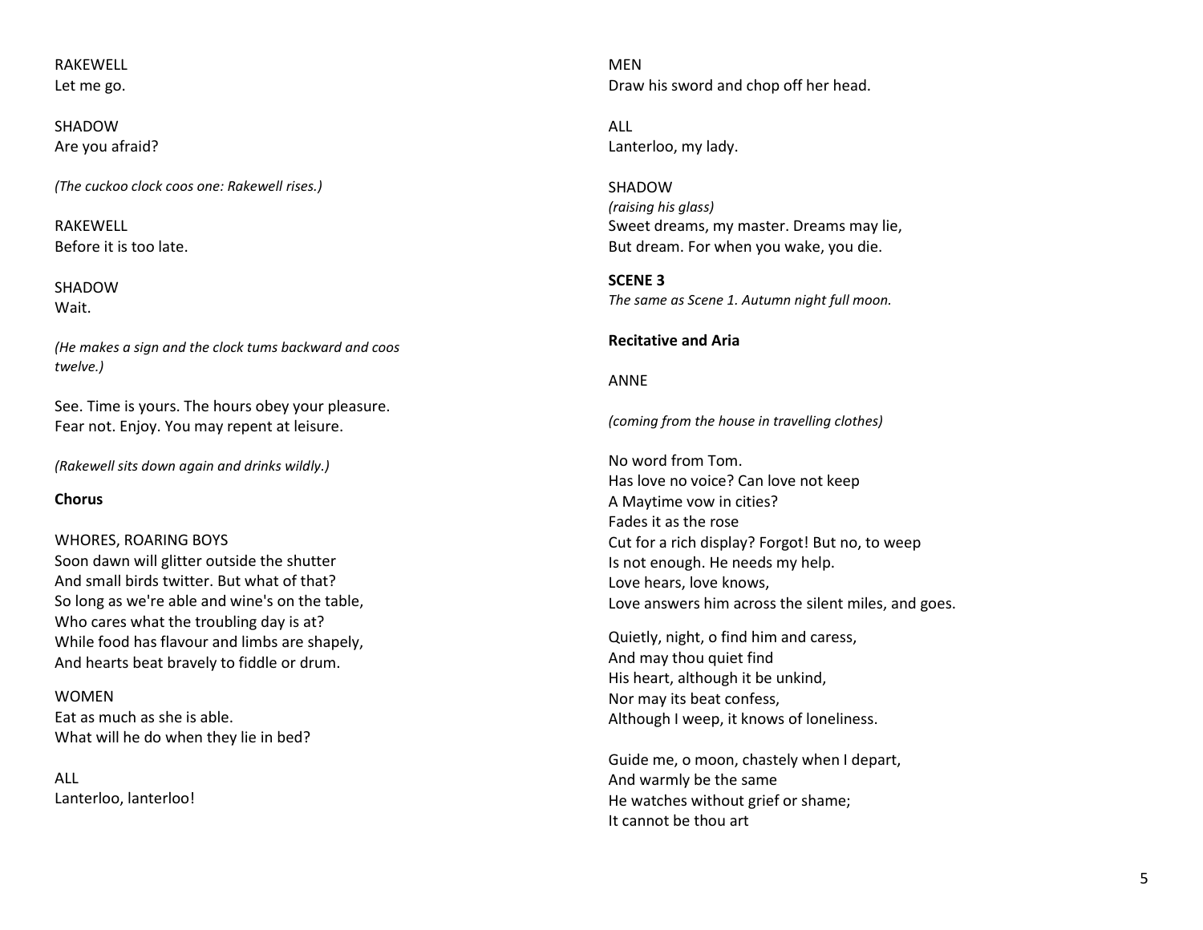RAKEWELL
Let me go.

SHADOW
Are you afraid?

*(The cuckoo clock coos one: Rakewell rises.)*

RAKEWELL
Before it is too late.

SHADOW
Wait.

*(He makes a sign and the clock tums backward and coos twelve.)*

See. Time is yours. The hours obey your pleasure.
Fear not. Enjoy. You may repent at leisure.

*(Rakewell sits down again and drinks wildly.)*

**Chorus**

WHORES, ROARING BOYS
Soon dawn will glitter outside the shutter
And small birds twitter. But what of that?
So long as we're able and wine's on the table,
Who cares what the troubling day is at?
While food has flavour and limbs are shapely,
And hearts beat bravely to fiddle or drum.

WOMEN
Eat as much as she is able.
What will he do when they lie in bed?

ALL
Lanterloo, lanterloo!

MEN
Draw his sword and chop off her head.

ALL
Lanterloo, my lady.

SHADOW
*(raising his glass)*
Sweet dreams, my master. Dreams may lie,
But dream. For when you wake, you die.

**SCENE 3**
*The same as Scene 1. Autumn night full moon.*

**Recitative and Aria**

ANNE

*(coming from the house in travelling clothes)*

No word from Tom.
Has love no voice? Can love not keep
A Maytime vow in cities?
Fades it as the rose
Cut for a rich display? Forgot! But no, to weep
Is not enough. He needs my help.
Love hears, love knows,
Love answers him across the silent miles, and goes.

Quietly, night, o find him and caress,
And may thou quiet find
His heart, although it be unkind,
Nor may its beat confess,
Although I weep, it knows of loneliness.

Guide me, o moon, chastely when I depart,
And warmly be the same
He watches without grief or shame;
It cannot be thou art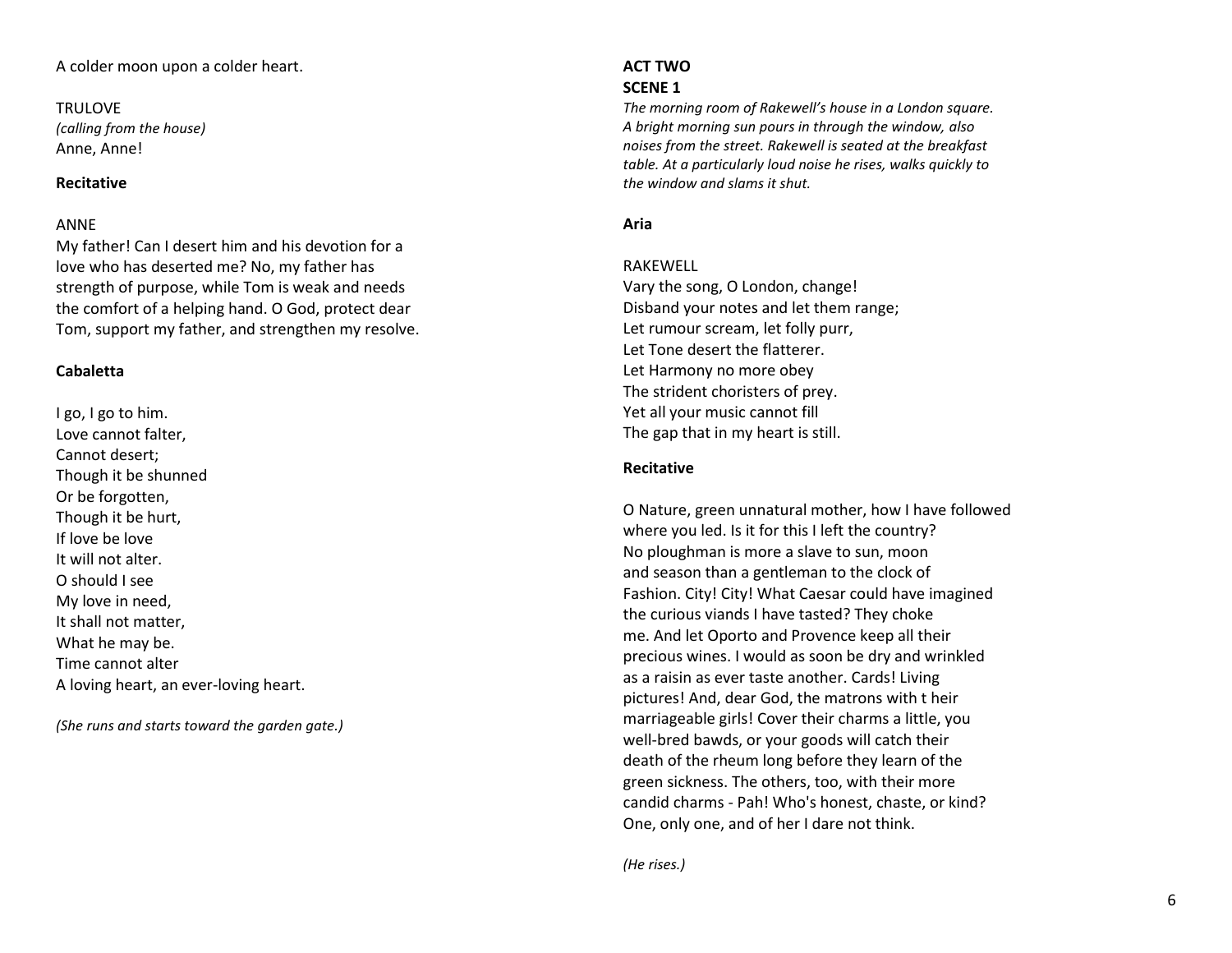A colder moon upon a colder heart.

TRULOVE
*(calling from the house)*
Anne, Anne!

**Recitative**

ANNE
My father! Can I desert him and his devotion for a love who has deserted me? No, my father has strength of purpose, while Tom is weak and needs the comfort of a helping hand. O God, protect dear Tom, support my father, and strengthen my resolve.

**Cabaletta**

I go, I go to him.
Love cannot falter,
Cannot desert;
Though it be shunned
Or be forgotten,
Though it be hurt,
If love be love
It will not alter.
O should I see
My love in need,
It shall not matter,
What he may be.
Time cannot alter
A loving heart, an ever-loving heart.

*(She runs and starts toward the garden gate.)*

**ACT TWO**
**SCENE 1**
*The morning room of Rakewell's house in a London square. A bright morning sun pours in through the window, also noises from the street. Rakewell is seated at the breakfast table. At a particularly loud noise he rises, walks quickly to the window and slams it shut.*

**Aria**

RAKEWELL
Vary the song, O London, change!
Disband your notes and let them range;
Let rumour scream, let folly purr,
Let Tone desert the flatterer.
Let Harmony no more obey
The strident choristers of prey.
Yet all your music cannot fill
The gap that in my heart is still.

**Recitative**

O Nature, green unnatural mother, how I have followed where you led. Is it for this I left the country? No ploughman is more a slave to sun, moon and season than a gentleman to the clock of Fashion. City! City! What Caesar could have imagined the curious viands I have tasted? They choke me. And let Oporto and Provence keep all their precious wines. I would as soon be dry and wrinkled as a raisin as ever taste another. Cards! Living pictures! And, dear God, the matrons with t heir marriageable girls! Cover their charms a little, you well-bred bawds, or your goods will catch their death of the rheum long before they learn of the green sickness. The others, too, with their more candid charms - Pah! Who's honest, chaste, or kind? One, only one, and of her I dare not think.

*(He rises.)*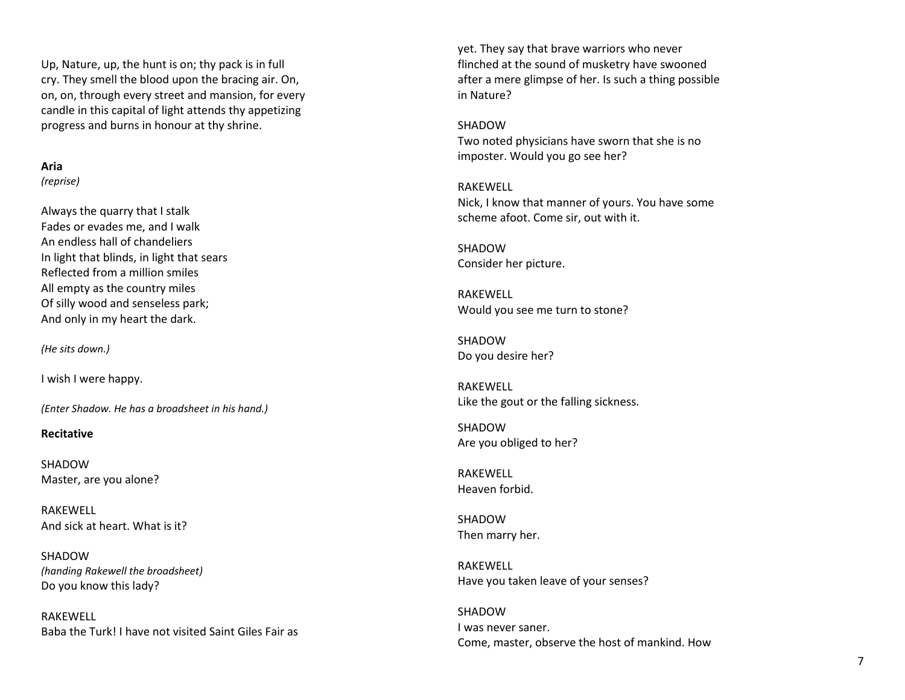Up, Nature, up, the hunt is on; thy pack is in full cry. They smell the blood upon the bracing air. On, on, on, through every street and mansion, for every candle in this capital of light attends thy appetizing progress and burns in honour at thy shrine.

**Aria**
*(reprise)*

Always the quarry that I stalk
Fades or evades me, and I walk
An endless hall of chandeliers
In light that blinds, in light that sears
Reflected from a million smiles
All empty as the country miles
Of silly wood and senseless park;
And only in my heart the dark.

*(He sits down.)*

I wish I were happy.

*(Enter Shadow. He has a broadsheet in his hand.)*

**Recitative**

SHADOW
Master, are you alone?

RAKEWELL
And sick at heart. What is it?

SHADOW
*(handing Rakewell the broadsheet)*
Do you know this lady?

RAKEWELL
Baba the Turk! I have not visited Saint Giles Fair as yet. They say that brave warriors who never flinched at the sound of musketry have swooned after a mere glimpse of her. Is such a thing possible in Nature?

SHADOW
Two noted physicians have sworn that she is no imposter. Would you go see her?

RAKEWELL
Nick, I know that manner of yours. You have some scheme afoot. Come sir, out with it.

SHADOW
Consider her picture.

RAKEWELL
Would you see me turn to stone?

SHADOW
Do you desire her?

RAKEWELL
Like the gout or the falling sickness.

SHADOW
Are you obliged to her?

RAKEWELL
Heaven forbid.

SHADOW
Then marry her.

RAKEWELL
Have you taken leave of your senses?

SHADOW
I was never saner.
Come, master, observe the host of mankind. How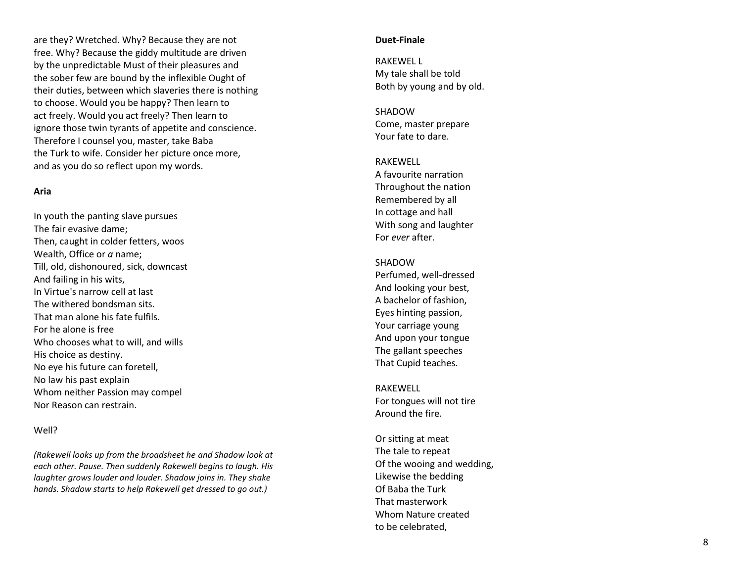are they? Wretched. Why? Because they are not free. Why? Because the giddy multitude are driven by the unpredictable Must of their pleasures and the sober few are bound by the inflexible Ought of their duties, between which slaveries there is nothing to choose. Would you be happy? Then learn to act freely. Would you act freely? Then learn to ignore those twin tyrants of appetite and conscience. Therefore I counsel you, master, take Baba the Turk to wife. Consider her picture once more, and as you do so reflect upon my words.

**Aria**

In youth the panting slave pursues  
The fair evasive dame;  
Then, caught in colder fetters, woos  
Wealth, Office or *a* name;  
Till, old, dishonoured, sick, downcast  
And failing in his wits,  
In Virtue's narrow cell at last  
The withered bondsman sits.  
That man alone his fate fulfils.  
For he alone is free  
Who chooses what to will, and wills  
His choice as destiny.  
No eye his future can foretell,  
No law his past explain  
Whom neither Passion may compel  
Nor Reason can restrain.

Well?

*(Rakewell looks up from the broadsheet he and Shadow look at each other. Pause. Then suddenly Rakewell begins to laugh. His laughter grows louder and louder. Shadow joins in. They shake hands. Shadow starts to help Rakewell get dressed to go out.)*

**Duet-Finale**

RAKEWEL L  
My tale shall be told  
Both by young and by old.

SHADOW  
Come, master prepare  
Your fate to dare.

RAKEWELL  
A favourite narration  
Throughout the nation  
Remembered by all  
In cottage and hall  
With song and laughter  
For *ever* after.

SHADOW  
Perfumed, well-dressed  
And looking your best,  
A bachelor of fashion,  
Eyes hinting passion,  
Your carriage young  
And upon your tongue  
The gallant speeches  
That Cupid teaches.

RAKEWELL  
For tongues will not tire  
Around the fire.

Or sitting at meat  
The tale to repeat  
Of the wooing and wedding,  
Likewise the bedding  
Of Baba the Turk  
That masterwork  
Whom Nature created  
to be celebrated,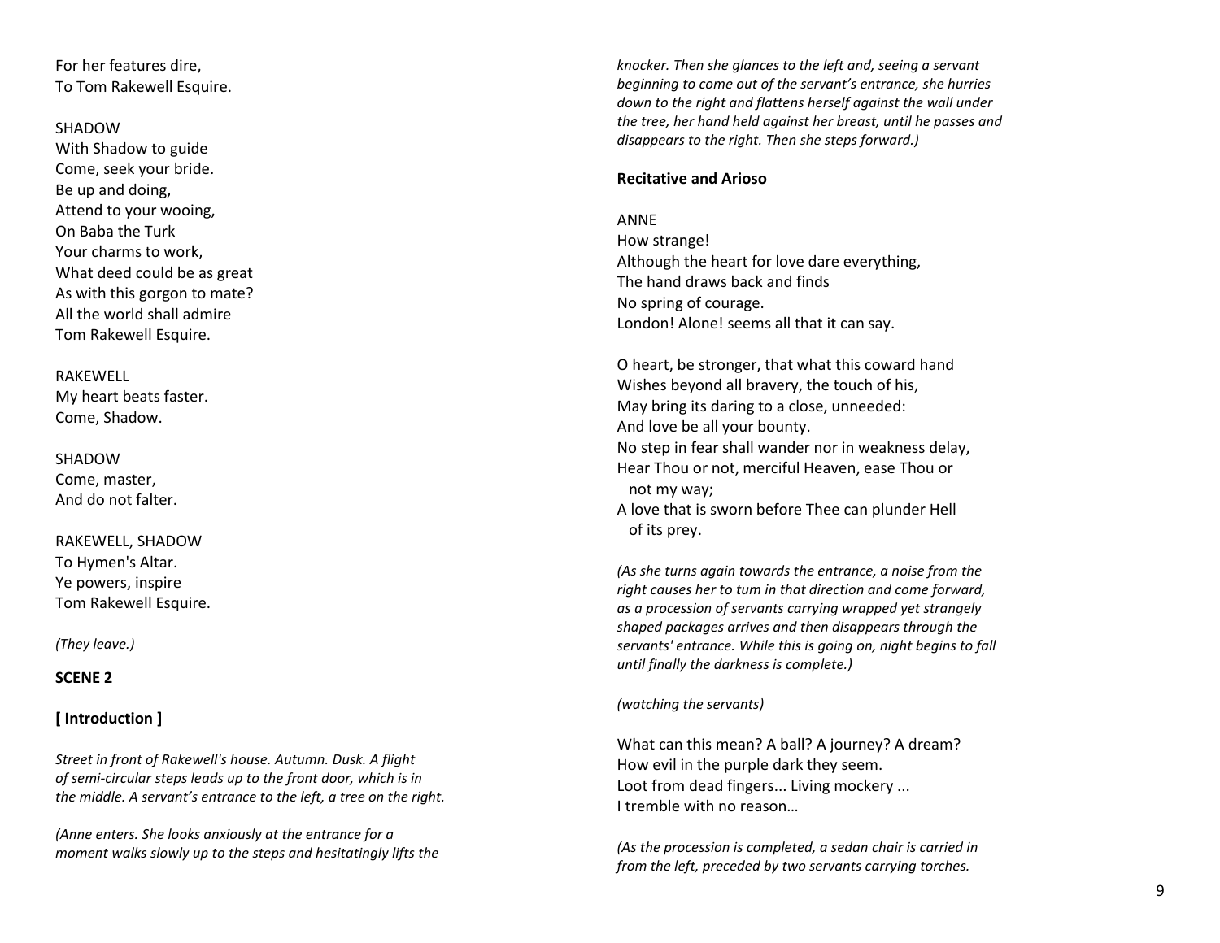For her features dire,
To Tom Rakewell Esquire.

SHADOW
With Shadow to guide
Come, seek your bride.
Be up and doing,
Attend to your wooing,
On Baba the Turk
Your charms to work,
What deed could be as great
As with this gorgon to mate?
All the world shall admire
Tom Rakewell Esquire.

RAKEWELL
My heart beats faster.
Come, Shadow.

SHADOW
Come, master,
And do not falter.

RAKEWELL, SHADOW
To Hymen's Altar.
Ye powers, inspire
Tom Rakewell Esquire.

*(They leave.)*

**SCENE 2**

**[ Introduction ]**

*Street in front of Rakewell's house. Autumn. Dusk. A flight of semi-circular steps leads up to the front door, which is in the middle. A servant's entrance to the left, a tree on the right.*

*(Anne enters. She looks anxiously at the entrance for a moment walks slowly up to the steps and hesitatingly lifts the knocker. Then she glances to the left and, seeing a servant beginning to come out of the servant's entrance, she hurries down to the right and flattens herself against the wall under the tree, her hand held against her breast, until he passes and disappears to the right. Then she steps forward.)*

**Recitative and Arioso**

ANNE
How strange!
Although the heart for love dare everything,
The hand draws back and finds
No spring of courage.
London! Alone! seems all that it can say.

O heart, be stronger, that what this coward hand
Wishes beyond all bravery, the touch of his,
May bring its daring to a close, unneeded:
And love be all your bounty.
No step in fear shall wander nor in weakness delay,
Hear Thou or not, merciful Heaven, ease Thou or
  not my way;
A love that is sworn before Thee can plunder Hell
  of its prey.

*(As she turns again towards the entrance, a noise from the right causes her to tum in that direction and come forward, as a procession of servants carrying wrapped yet strangely shaped packages arrives and then disappears through the servants' entrance. While this is going on, night begins to fall until finally the darkness is complete.)*

*(watching the servants)*

What can this mean? A ball? A journey? A dream?
How evil in the purple dark they seem.
Loot from dead fingers... Living mockery ...
I tremble with no reason…

*(As the procession is completed, a sedan chair is carried in from the left, preceded by two servants carrying torches.*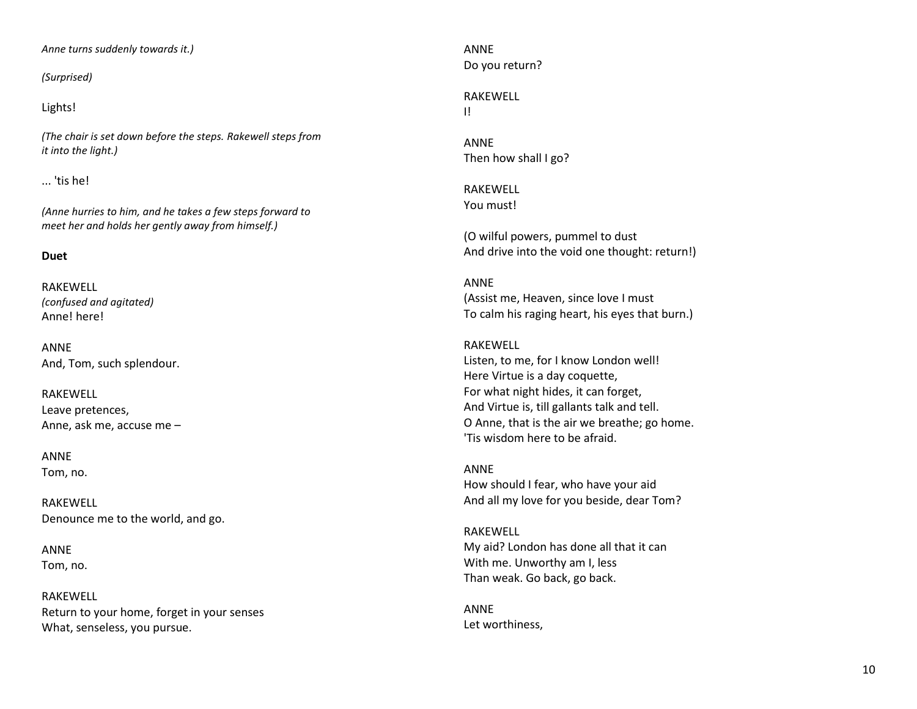*Anne turns suddenly towards it.)*

*(Surprised)*

Lights!

*(The chair is set down before the steps. Rakewell steps from it into the light.)*

... 'tis he!

*(Anne hurries to him, and he takes a few steps forward to meet her and holds her gently away from himself.)*

**Duet**

RAKEWELL
*(confused and agitated)*
Anne! here!

ANNE
And, Tom, such splendour.

RAKEWELL
Leave pretences,
Anne, ask me, accuse me –

ANNE
Tom, no.

RAKEWELL
Denounce me to the world, and go.

ANNE
Tom, no.

RAKEWELL
Return to your home, forget in your senses
What, senseless, you pursue.

ANNE
Do you return?

RAKEWELL
I!

ANNE
Then how shall I go?

RAKEWELL
You must!

(O wilful powers, pummel to dust
And drive into the void one thought: return!)

ANNE
(Assist me, Heaven, since love I must
To calm his raging heart, his eyes that burn.)

RAKEWELL
Listen, to me, for I know London well!
Here Virtue is a day coquette,
For what night hides, it can forget,
And Virtue is, till gallants talk and tell.
O Anne, that is the air we breathe; go home.
'Tis wisdom here to be afraid.

ANNE
How should I fear, who have your aid
And all my love for you beside, dear Tom?

RAKEWELL
My aid? London has done all that it can
With me. Unworthy am I, less
Than weak. Go back, go back.

ANNE
Let worthiness,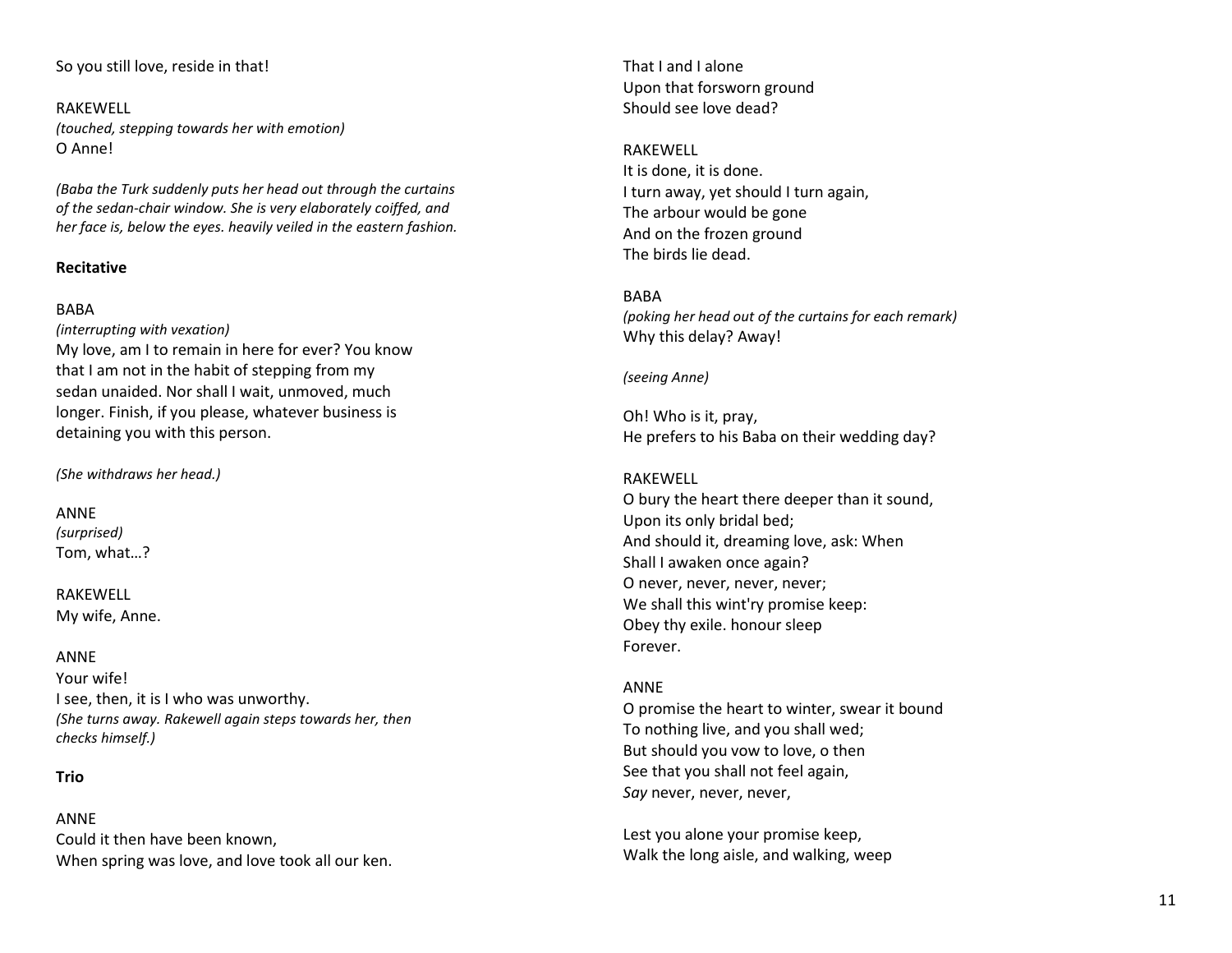So you still love, reside in that!

RAKEWELL
*(touched, stepping towards her with emotion)*
O Anne!

*(Baba the Turk suddenly puts her head out through the curtains of the sedan-chair window. She is very elaborately coiffed, and her face is, below the eyes. heavily veiled in the eastern fashion.*

**Recitative**

BABA
*(interrupting with vexation)*
My love, am I to remain in here for ever? You know that I am not in the habit of stepping from my sedan unaided. Nor shall I wait, unmoved, much longer. Finish, if you please, whatever business is detaining you with this person.

*(She withdraws her head.)*

ANNE
*(surprised)*
Tom, what…?

RAKEWELL
My wife, Anne.

ANNE
Your wife!
I see, then, it is I who was unworthy.
*(She turns away. Rakewell again steps towards her, then checks himself.)*

**Trio**

ANNE
Could it then have been known,
When spring was love, and love took all our ken.
That I and I alone
Upon that forsworn ground
Should see love dead?

RAKEWELL
It is done, it is done.
I turn away, yet should I turn again,
The arbour would be gone
And on the frozen ground
The birds lie dead.

BABA
*(poking her head out of the curtains for each remark)*
Why this delay? Away!

*(seeing Anne)*

Oh! Who is it, pray,
He prefers to his Baba on their wedding day?

RAKEWELL
O bury the heart there deeper than it sound,
Upon its only bridal bed;
And should it, dreaming love, ask: When
Shall I awaken once again?
O never, never, never, never;
We shall this wint'ry promise keep:
Obey thy exile. honour sleep
Forever.

ANNE
O promise the heart to winter, swear it bound
To nothing live, and you shall wed;
But should you vow to love, o then
See that you shall not feel again,
*Say* never, never, never,

Lest you alone your promise keep,
Walk the long aisle, and walking, weep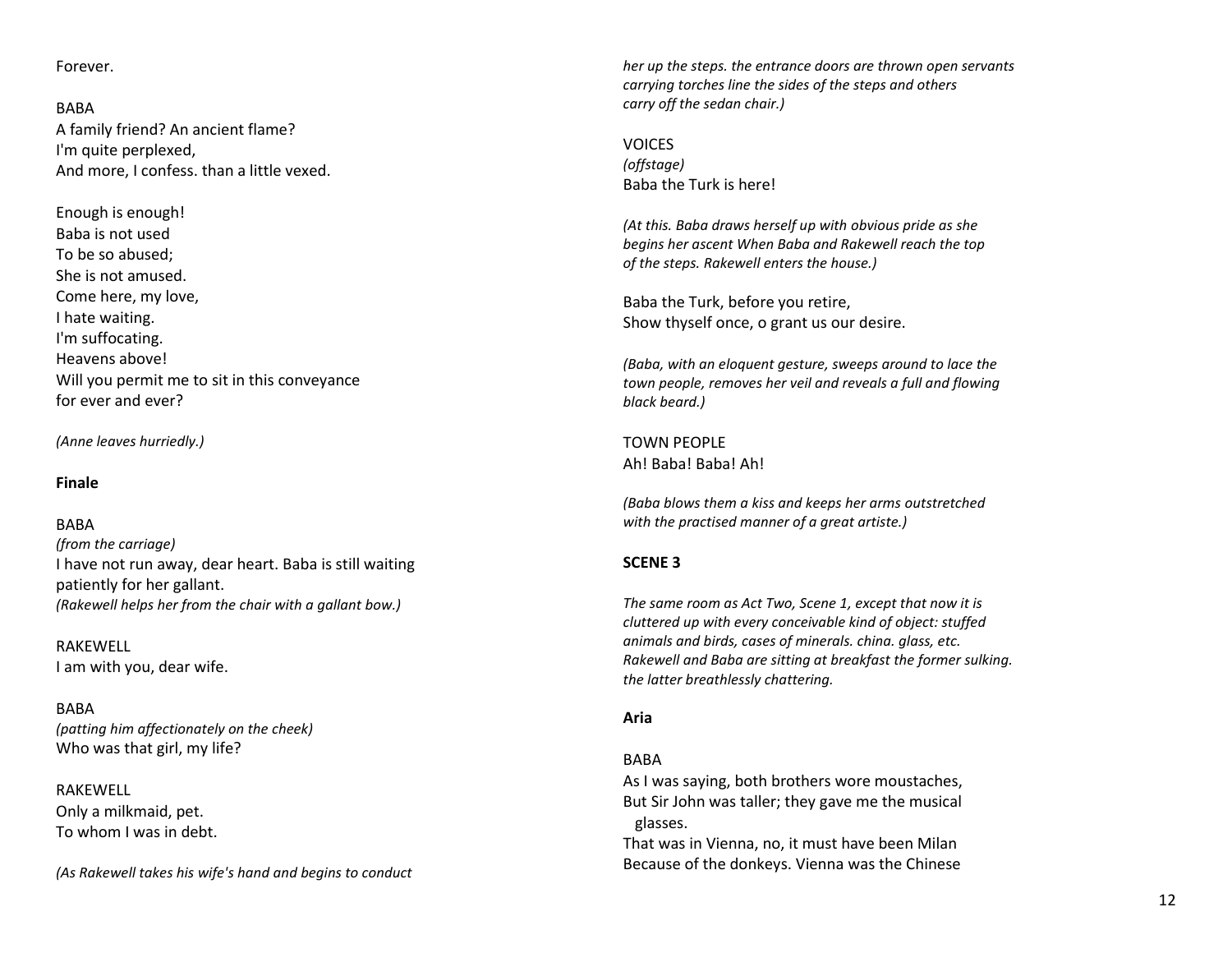Forever.

BABA
A family friend? An ancient flame?
I'm quite perplexed,
And more, I confess. than a little vexed.

Enough is enough!
Baba is not used
To be so abused;
She is not amused.
Come here, my love,
I hate waiting.
I'm suffocating.
Heavens above!
Will you permit me to sit in this conveyance
for ever and ever?

*(Anne leaves hurriedly.)*

**Finale**

BABA
*(from the carriage)*
I have not run away, dear heart. Baba is still waiting patiently for her gallant.
*(Rakewell helps her from the chair with a gallant bow.)*

RAKEWELL
I am with you, dear wife.

BABA
*(patting him affectionately on the cheek)*
Who was that girl, my life?

RAKEWELL
Only a milkmaid, pet.
To whom I was in debt.

*(As Rakewell takes his wife's hand and begins to conduct her up the steps. the entrance doors are thrown open servants carrying torches line the sides of the steps and others carry off the sedan chair.)*

VOICES
*(offstage)*
Baba the Turk is here!

*(At this. Baba draws herself up with obvious pride as she begins her ascent When Baba and Rakewell reach the top of the steps. Rakewell enters the house.)*

Baba the Turk, before you retire,
Show thyself once, o grant us our desire.

*(Baba, with an eloquent gesture, sweeps around to lace the town people, removes her veil and reveals a full and flowing black beard.)*

TOWN PEOPLE
Ah! Baba! Baba! Ah!

*(Baba blows them a kiss and keeps her arms outstretched with the practised manner of a great artiste.)*

**SCENE 3**

*The same room as Act Two, Scene 1, except that now it is cluttered up with every conceivable kind of object: stuffed animals and birds, cases of minerals. china. glass, etc. Rakewell and Baba are sitting at breakfast the former sulking. the latter breathlessly chattering.*

**Aria**

BABA
As I was saying, both brothers wore moustaches,
But Sir John was taller; they gave me the musical glasses.
That was in Vienna, no, it must have been Milan
Because of the donkeys. Vienna was the Chinese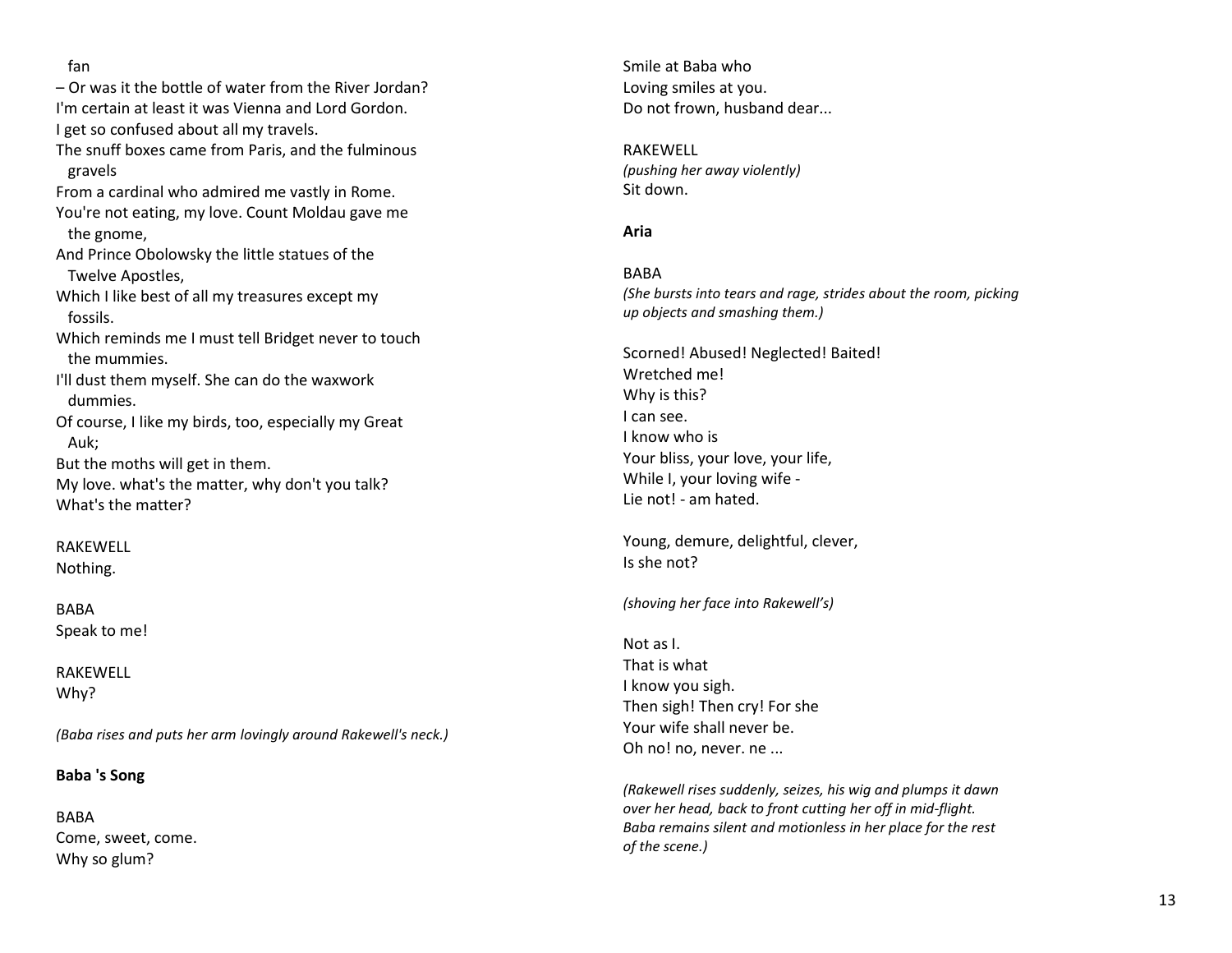fan
– Or was it the bottle of water from the River Jordan?
I'm certain at least it was Vienna and Lord Gordon.
I get so confused about all my travels.
The snuff boxes came from Paris, and the fulminous gravels
From a cardinal who admired me vastly in Rome.
You're not eating, my love. Count Moldau gave me the gnome,
And Prince Obolowsky the little statues of the Twelve Apostles,
Which I like best of all my treasures except my fossils.
Which reminds me I must tell Bridget never to touch the mummies.
I'll dust them myself. She can do the waxwork dummies.
Of course, I like my birds, too, especially my Great Auk;
But the moths will get in them.
My love. what's the matter, why don't you talk?
What's the matter?

RAKEWELL
Nothing.

BABA
Speak to me!

RAKEWELL
Why?

*(Baba rises and puts her arm lovingly around Rakewell's neck.)*

**Baba 's Song**

BABA
Come, sweet, come.
Why so glum?
Smile at Baba who
Loving smiles at you.
Do not frown, husband dear...

RAKEWELL
*(pushing her away violently)*
Sit down.

**Aria**

BABA
*(She bursts into tears and rage, strides about the room, picking up objects and smashing them.)*

Scorned! Abused! Neglected! Baited!
Wretched me!
Why is this?
I can see.
I know who is
Your bliss, your love, your life,
While I, your loving wife -
Lie not! - am hated.

Young, demure, delightful, clever,
Is she not?

*(shoving her face into Rakewell's)*

Not as I.
That is what
I know you sigh.
Then sigh! Then cry! For she
Your wife shall never be.
Oh no! no, never. ne ...

*(Rakewell rises suddenly, seizes, his wig and plumps it dawn over her head, back to front cutting her off in mid-flight. Baba remains silent and motionless in her place for the rest of the scene.)*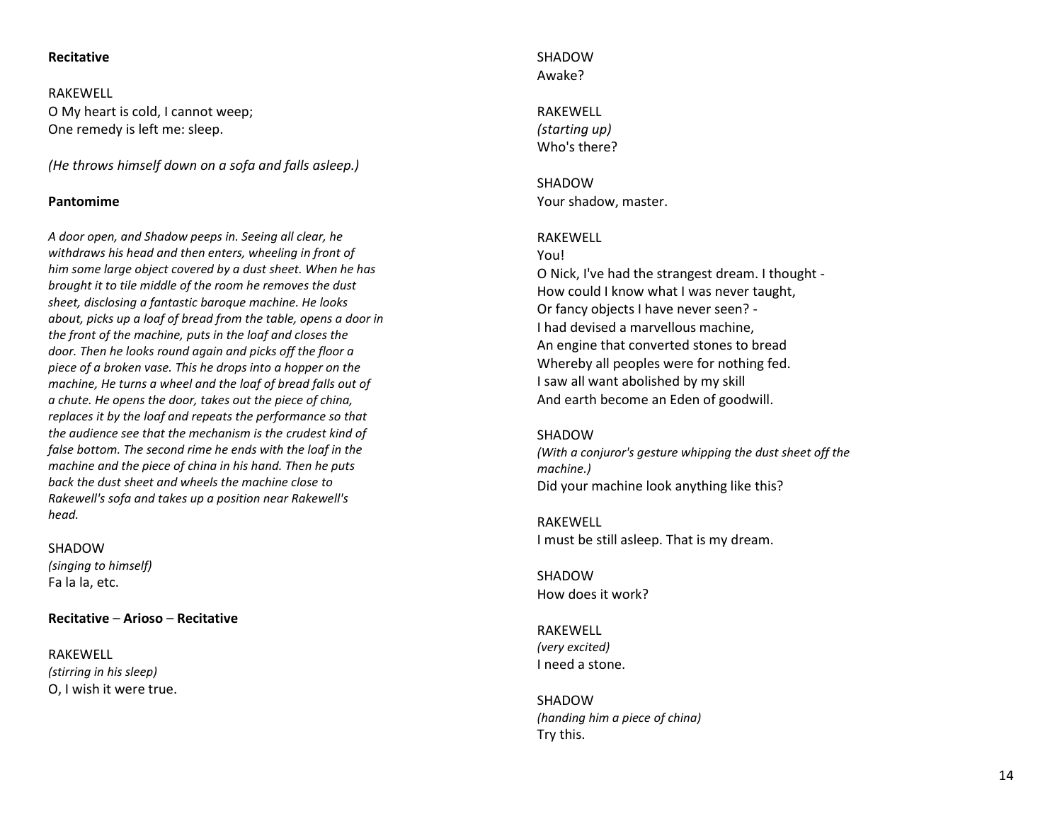**Recitative**

RAKEWELL
O My heart is cold, I cannot weep;
One remedy is left me: sleep.

*(He throws himself down on a sofa and falls asleep.)*

**Pantomime**

*A door open, and Shadow peeps in. Seeing all clear, he withdraws his head and then enters, wheeling in front of him some large object covered by a dust sheet. When he has brought it to tile middle of the room he removes the dust sheet, disclosing a fantastic baroque machine. He looks about, picks up a loaf of bread from the table, opens a door in the front of the machine, puts in the loaf and closes the door. Then he looks round again and picks off the floor a piece of a broken vase. This he drops into a hopper on the machine, He turns a wheel and the loaf of bread falls out of a chute. He opens the door, takes out the piece of china, replaces it by the loaf and repeats the performance so that the audience see that the mechanism is the crudest kind of false bottom. The second rime he ends with the loaf in the machine and the piece of china in his hand. Then he puts back the dust sheet and wheels the machine close to Rakewell's sofa and takes up a position near Rakewell's head.*

SHADOW
*(singing to himself)*
Fa la la, etc.

**Recitative** – **Arioso** – **Recitative**

RAKEWELL
*(stirring in his sleep)*
O, I wish it were true.

SHADOW
Awake?

RAKEWELL
*(starting up)*
Who's there?

SHADOW
Your shadow, master.

RAKEWELL
You!
O Nick, I've had the strangest dream. I thought -
How could I know what I was never taught,
Or fancy objects I have never seen? -
I had devised a marvellous machine,
An engine that converted stones to bread
Whereby all peoples were for nothing fed.
I saw all want abolished by my skill
And earth become an Eden of goodwill.

SHADOW
*(With a conjuror's gesture whipping the dust sheet off the machine.)*
Did your machine look anything like this?

RAKEWELL
I must be still asleep. That is my dream.

SHADOW
How does it work?

RAKEWELL
*(very excited)*
I need a stone.

SHADOW
*(handing him a piece of china)*
Try this.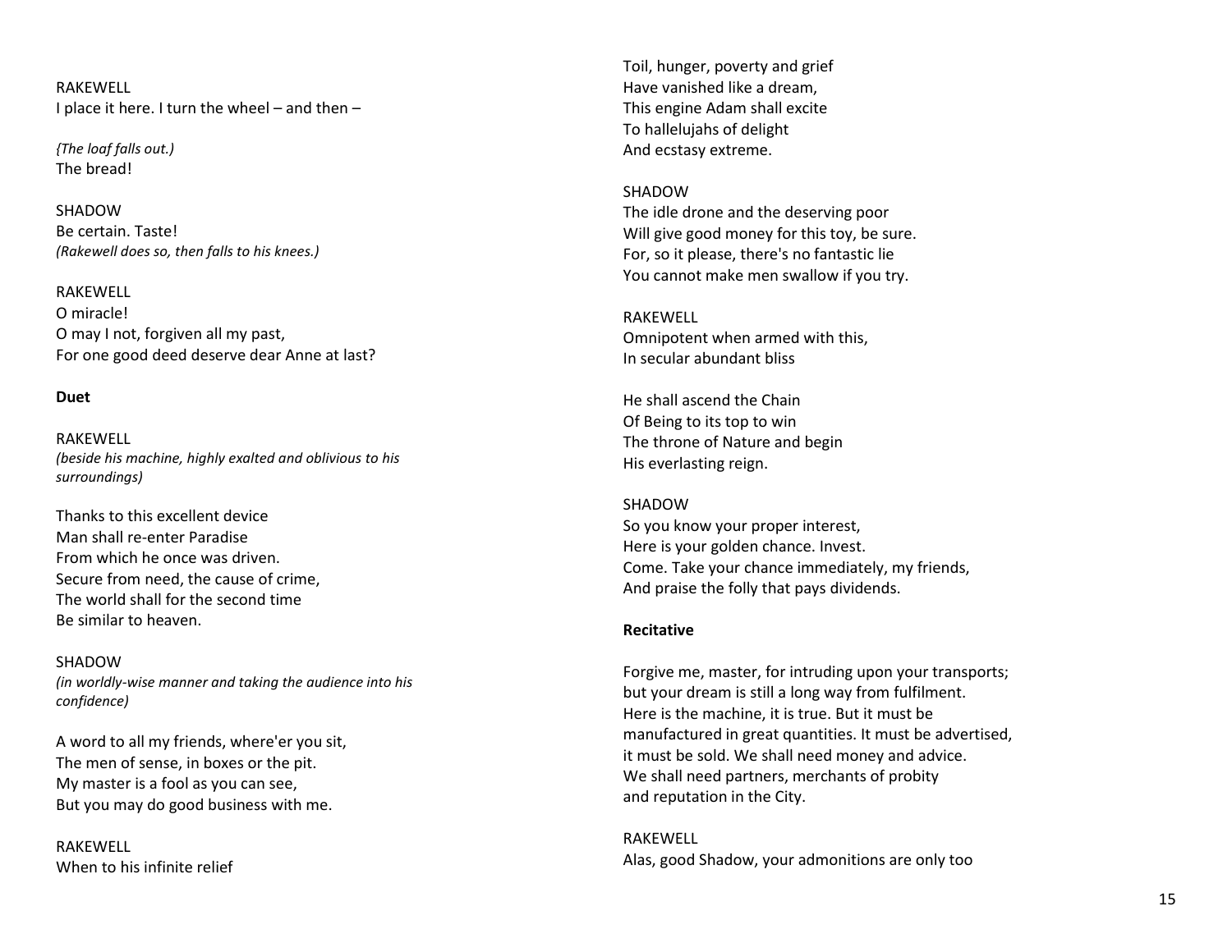RAKEWELL
I place it here. I turn the wheel – and then –

*{The loaf falls out.)*
The bread!

SHADOW
Be certain. Taste!
*(Rakewell does so, then falls to his knees.)*

RAKEWELL
O miracle!
O may I not, forgiven all my past,
For one good deed deserve dear Anne at last?

**Duet**

RAKEWELL
*(beside his machine, highly exalted and oblivious to his surroundings)*

Thanks to this excellent device
Man shall re-enter Paradise
From which he once was driven.
Secure from need, the cause of crime,
The world shall for the second time
Be similar to heaven.

SHADOW
*(in worldly-wise manner and taking the audience into his confidence)*

A word to all my friends, where'er you sit,
The men of sense, in boxes or the pit.
My master is a fool as you can see,
But you may do good business with me.

RAKEWELL
When to his infinite relief
Toil, hunger, poverty and grief
Have vanished like a dream,
This engine Adam shall excite
To hallelujahs of delight
And ecstasy extreme.

SHADOW
The idle drone and the deserving poor
Will give good money for this toy, be sure.
For, so it please, there's no fantastic lie
You cannot make men swallow if you try.

RAKEWELL
Omnipotent when armed with this,
In secular abundant bliss

He shall ascend the Chain
Of Being to its top to win
The throne of Nature and begin
His everlasting reign.

SHADOW
So you know your proper interest,
Here is your golden chance. Invest.
Come. Take your chance immediately, my friends,
And praise the folly that pays dividends.

**Recitative**

Forgive me, master, for intruding upon your transports;
but your dream is still a long way from fulfilment.
Here is the machine, it is true. But it must be
manufactured in great quantities. It must be advertised,
it must be sold. We shall need money and advice.
We shall need partners, merchants of probity
and reputation in the City.

RAKEWELL
Alas, good Shadow, your admonitions are only too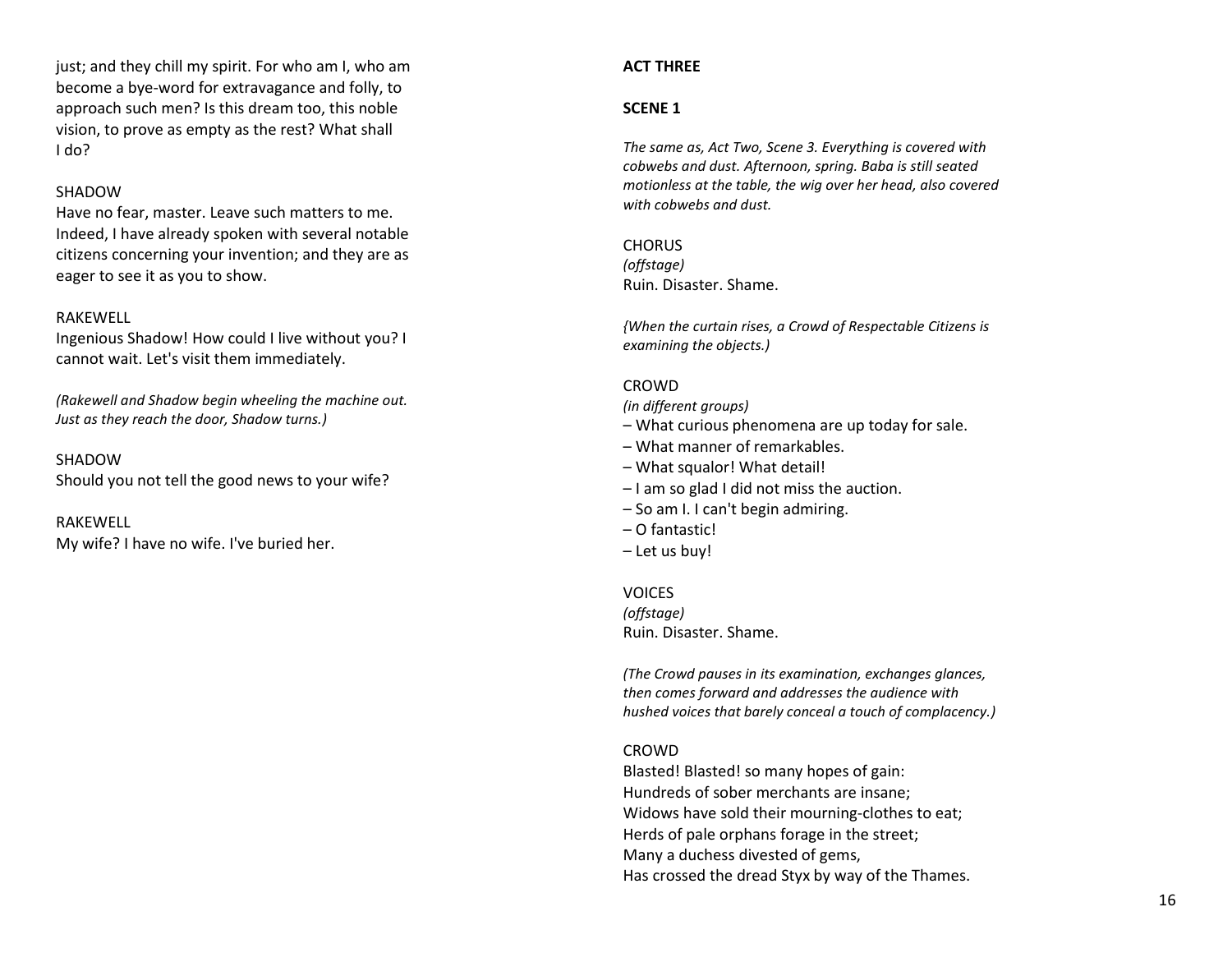just; and they chill my spirit. For who am I, who am become a bye-word for extravagance and folly, to approach such men? Is this dream too, this noble vision, to prove as empty as the rest? What shall I do?

SHADOW
Have no fear, master. Leave such matters to me. Indeed, I have already spoken with several notable citizens concerning your invention; and they are as eager to see it as you to show.

RAKEWELL
Ingenious Shadow! How could I live without you? I cannot wait. Let's visit them immediately.

*(Rakewell and Shadow begin wheeling the machine out. Just as they reach the door, Shadow turns.)*

SHADOW
Should you not tell the good news to your wife?

RAKEWELL
My wife? I have no wife. I've buried her.

**ACT THREE**

**SCENE 1**

*The same as, Act Two, Scene 3. Everything is covered with cobwebs and dust. Afternoon, spring. Baba is still seated motionless at the table, the wig over her head, also covered with cobwebs and dust.*

CHORUS
*(offstage)*
Ruin. Disaster. Shame.

*{When the curtain rises, a Crowd of Respectable Citizens is examining the objects.)*

CROWD
*(in different groups)*
– What curious phenomena are up today for sale.
– What manner of remarkables.
– What squalor! What detail!
– I am so glad I did not miss the auction.
– So am I. I can't begin admiring.
– O fantastic!
– Let us buy!

VOICES
*(offstage)*
Ruin. Disaster. Shame.

*(The Crowd pauses in its examination, exchanges glances, then comes forward and addresses the audience with hushed voices that barely conceal a touch of complacency.)*

CROWD
Blasted! Blasted! so many hopes of gain:
Hundreds of sober merchants are insane;
Widows have sold their mourning-clothes to eat;
Herds of pale orphans forage in the street;
Many a duchess divested of gems,
Has crossed the dread Styx by way of the Thames.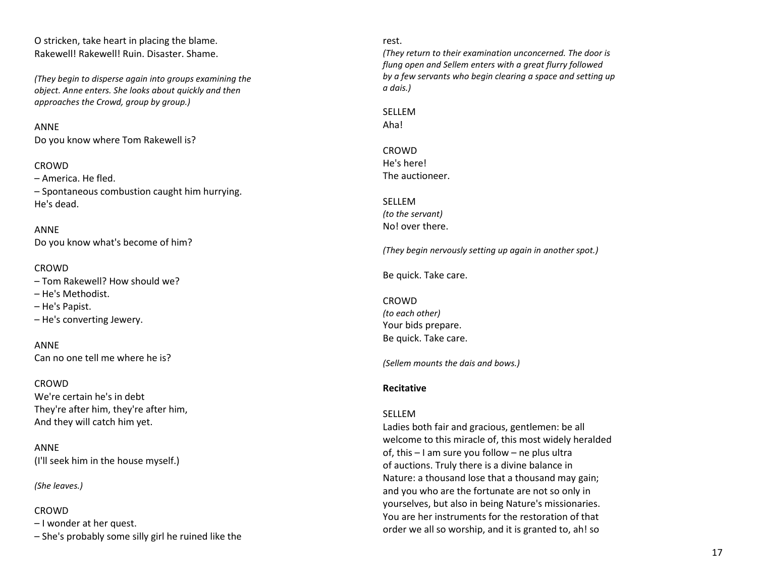O stricken, take heart in placing the blame.
Rakewell! Rakewell! Ruin. Disaster. Shame.

*(They begin to disperse again into groups examining the object. Anne enters. She looks about quickly and then approaches the Crowd, group by group.)*

ANNE
Do you know where Tom Rakewell is?

CROWD
– America. He fled.
– Spontaneous combustion caught him hurrying.
He's dead.

ANNE
Do you know what's become of him?

CROWD
– Tom Rakewell? How should we?
– He's Methodist.
– He's Papist.
– He's converting Jewery.

ANNE
Can no one tell me where he is?

CROWD
We're certain he's in debt
They're after him, they're after him,
And they will catch him yet.

ANNE
(I'll seek him in the house myself.)

*(She leaves.)*

CROWD
– I wonder at her quest.
– She's probably some silly girl he ruined like the rest.

*(They return to their examination unconcerned. The door is flung open and Sellem enters with a great flurry followed by a few servants who begin clearing a space and setting up a dais.)*

SELLEM
Aha!

CROWD
He's here!
The auctioneer.

SELLEM
*(to the servant)*
No! over there.

*(They begin nervously setting up again in another spot.)*

Be quick. Take care.

CROWD
*(to each other)*
Your bids prepare.
Be quick. Take care.

*(Sellem mounts the dais and bows.)*

**Recitative**

SELLEM
Ladies both fair and gracious, gentlemen: be all welcome to this miracle of, this most widely heralded of, this – I am sure you follow – ne plus ultra of auctions. Truly there is a divine balance in Nature: a thousand lose that a thousand may gain; and you who are the fortunate are not so only in yourselves, but also in being Nature's missionaries. You are her instruments for the restoration of that order we all so worship, and it is granted to, ah! so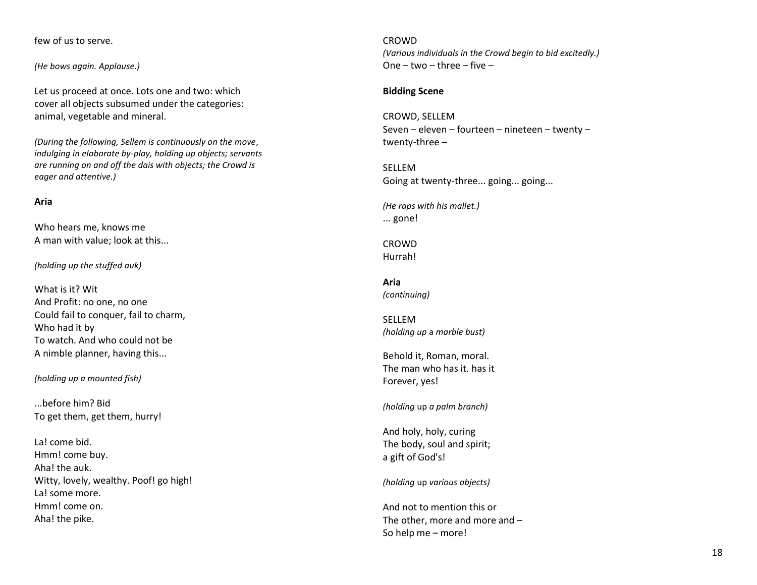few of us to serve.

*(He bows again. Applause.)*

Let us proceed at once. Lots one and two: which cover all objects subsumed under the categories: animal, vegetable and mineral.

*(During the following, Sellem is continuously on the move, indulging in elaborate by-play, holding up objects; servants are running on and off the dais with objects; the Crowd is eager and attentive.)*

**Aria**

Who hears me, knows me
A man with value; look at this...

*(holding up the stuffed auk)*

What is it? Wit
And Profit: no one, no one
Could fail to conquer, fail to charm,
Who had it by
To watch. And who could not be
A nimble planner, having this...

*(holding up a mounted fish)*

...before him? Bid
To get them, get them, hurry!

La! come bid.
Hmm! come buy.
Aha! the auk.
Witty, lovely, wealthy. Poof! go high!
La! some more.
Hmm! come on.
Aha! the pike.

CROWD
*(Various individuals in the Crowd begin to bid excitedly.)*
One – two – three – five –

**Bidding Scene**

CROWD, SELLEM
Seven – eleven – fourteen – nineteen – twenty – twenty-three –

SELLEM
Going at twenty-three... going... going...

*(He raps with his mallet.)*
... gone!

CROWD
Hurrah!

**Aria**
*(continuing)*

SELLEM
*(holding up a marble bust)*

Behold it, Roman, moral.
The man who has it. has it
Forever, yes!

*(holding up a palm branch)*

And holy, holy, curing
The body, soul and spirit;
a gift of God's!

*(holding up various objects)*

And not to mention this or
The other, more and more and –
So help me – more!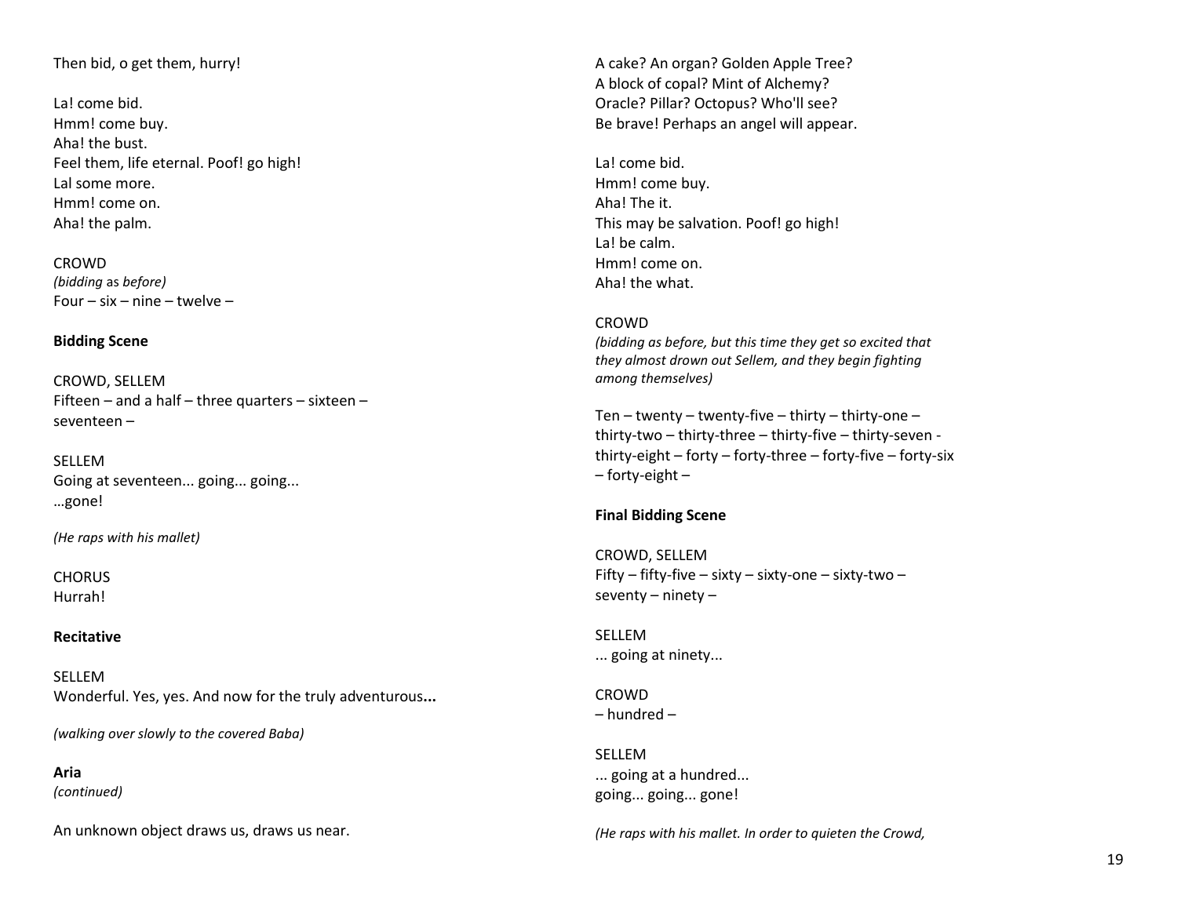Then bid, o get them, hurry!

La! come bid.
Hmm! come buy.
Aha! the bust.
Feel them, life eternal. Poof! go high!
Lal some more.
Hmm! come on.
Aha! the palm.

CROWD
*(bidding* as *before)*
Four – six – nine – twelve –

**Bidding Scene**

CROWD, SELLEM
Fifteen – and a half – three quarters – sixteen – seventeen –

SELLEM
Going at seventeen... going... going...
…gone!

*(He raps with his mallet)*

CHORUS
Hurrah!

**Recitative**

SELLEM
Wonderful. Yes, yes. And now for the truly adventurous**...**

*(walking over slowly to the covered Baba)*

**Aria**
*(continued)*

An unknown object draws us, draws us near.
A cake? An organ? Golden Apple Tree?
A block of copal? Mint of Alchemy?
Oracle? Pillar? Octopus? Who'll see?
Be brave! Perhaps an angel will appear.

La! come bid.
Hmm! come buy.
Aha! The it.
This may be salvation. Poof! go high!
La! be calm.
Hmm! come on.
Aha! the what.

CROWD
*(bidding as before, but this time they get so excited that they almost drown out Sellem, and they begin fighting among themselves)*

Ten – twenty – twenty-five – thirty – thirty-one – thirty-two – thirty-three – thirty-five – thirty-seven - thirty-eight – forty – forty-three – forty-five – forty-six – forty-eight –

**Final Bidding Scene**

CROWD, SELLEM
Fifty – fifty-five – sixty – sixty-one – sixty-two – seventy – ninety –

SELLEM
... going at ninety...

CROWD
– hundred –

SELLEM
... going at a hundred...
going... going... gone!

*(He raps with his mallet. In order to quieten the Crowd,*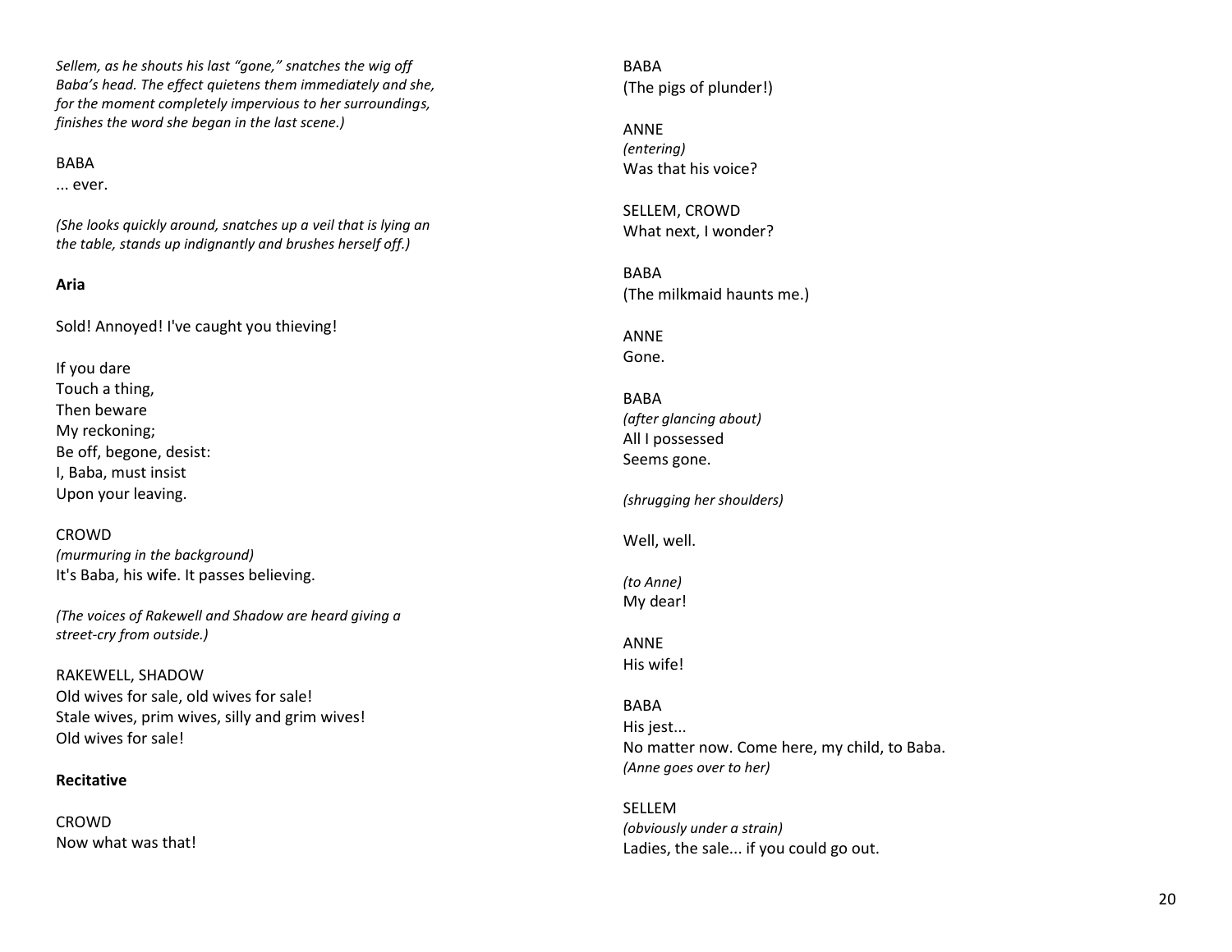*Sellem, as he shouts his last "gone," snatches the wig off Baba's head. The effect quietens them immediately and she, for the moment completely impervious to her surroundings, finishes the word she began in the last scene.)*

BABA
... ever.

*(She looks quickly around, snatches up a veil that is lying an the table, stands up indignantly and brushes herself off.)*

**Aria**

Sold! Annoyed! I've caught you thieving!

If you dare
Touch a thing,
Then beware
My reckoning;
Be off, begone, desist:
I, Baba, must insist
Upon your leaving.

CROWD
*(murmuring in the background)*
It's Baba, his wife. It passes believing.

*(The voices of Rakewell and Shadow are heard giving a street-cry from outside.)*

RAKEWELL, SHADOW
Old wives for sale, old wives for sale!
Stale wives, prim wives, silly and grim wives!
Old wives for sale!

**Recitative**

CROWD
Now what was that!

BABA
(The pigs of plunder!)

ANNE
*(entering)*
Was that his voice?

SELLEM, CROWD
What next, I wonder?

BABA
(The milkmaid haunts me.)

ANNE
Gone.

BABA
*(after glancing about)*
All I possessed
Seems gone.

*(shrugging her shoulders)*

Well, well.

*(to Anne)*
My dear!

ANNE
His wife!

BABA
His jest...
No matter now. Come here, my child, to Baba.
*(Anne goes over to her)*

SELLEM
*(obviously under a strain)*
Ladies, the sale... if you could go out.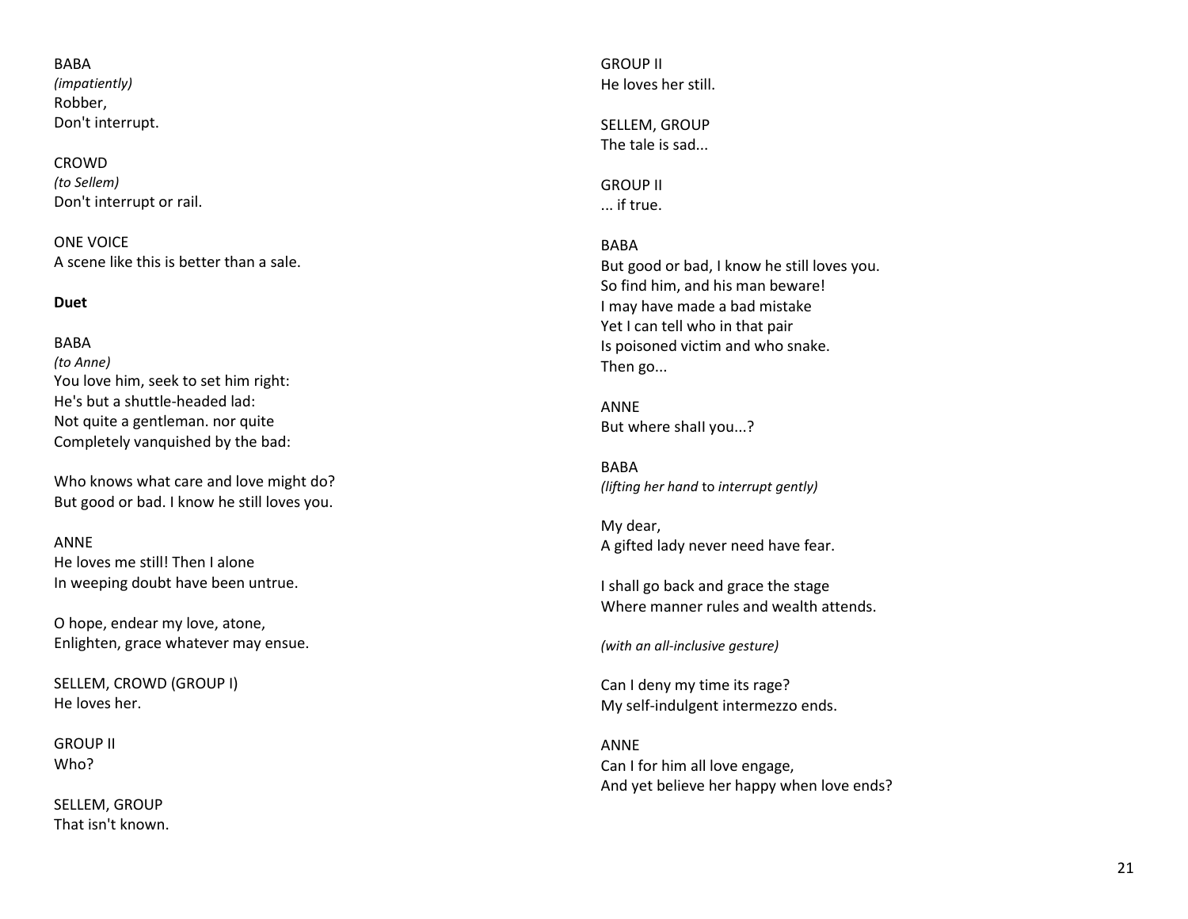BABA
*(impatiently)*
Robber,
Don't interrupt.

CROWD
*(to Sellem)*
Don't interrupt or rail.

ONE VOICE
A scene like this is better than a sale.

**Duet**

BABA
*(to Anne)*
You love him, seek to set him right:
He's but a shuttle-headed lad:
Not quite a gentleman. nor quite
Completely vanquished by the bad:

Who knows what care and love might do?
But good or bad. I know he still loves you.

ANNE
He loves me still! Then I alone
In weeping doubt have been untrue.

O hope, endear my love, atone,
Enlighten, grace whatever may ensue.

SELLEM, CROWD (GROUP I)
He loves her.

GROUP II
Who?

SELLEM, GROUP
That isn't known.

GROUP II
He loves her still.

SELLEM, GROUP
The tale is sad...

GROUP II
... if true.

BABA
But good or bad, I know he still loves you.
So find him, and his man beware!
I may have made a bad mistake
Yet I can tell who in that pair
Is poisoned victim and who snake.
Then go...

ANNE
But where shall you...?

BABA
*(lifting her hand to interrupt gently)*

My dear,
A gifted lady never need have fear.

I shall go back and grace the stage
Where manner rules and wealth attends.

*(with an all-inclusive gesture)*

Can I deny my time its rage?
My self-indulgent intermezzo ends.

ANNE
Can I for him all love engage,
And yet believe her happy when love ends?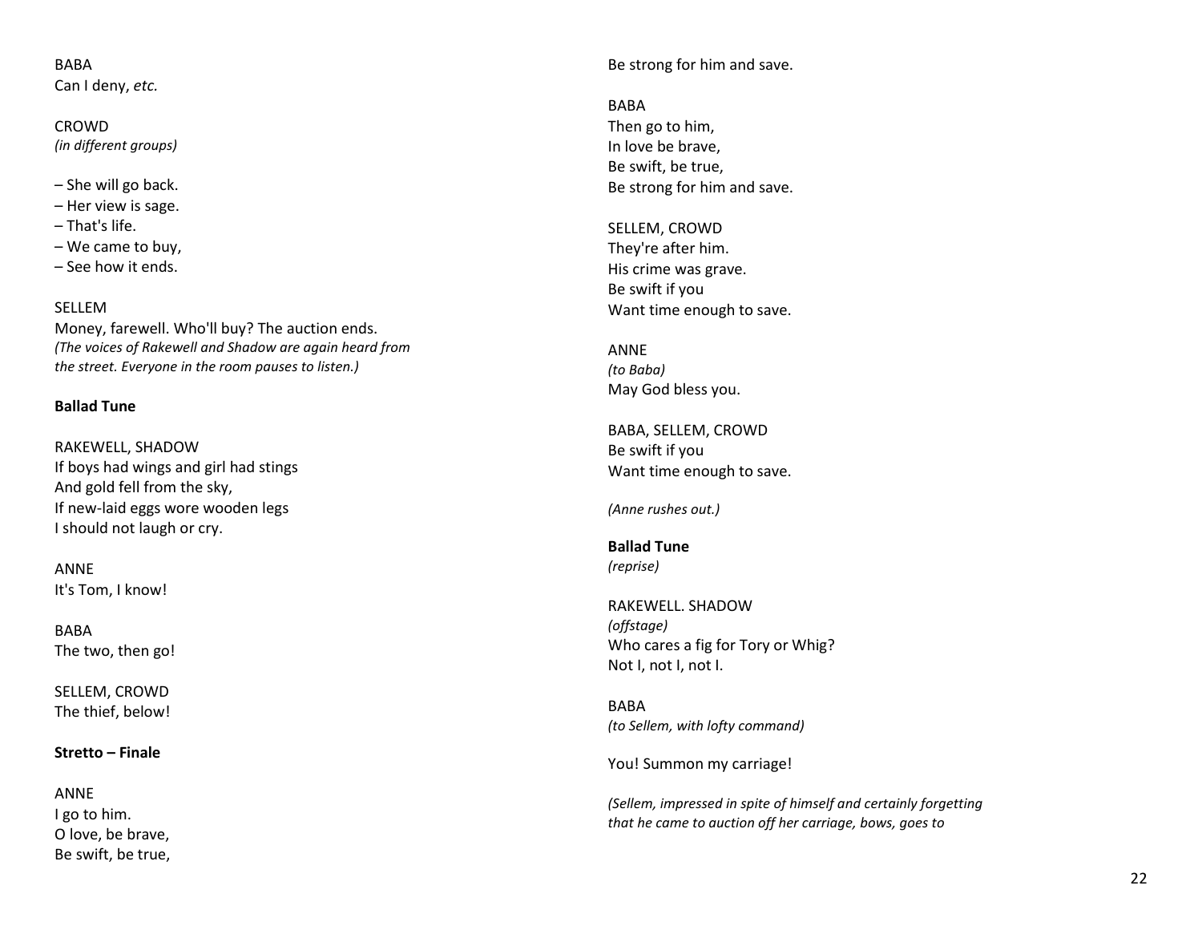BABA
Can I deny, *etc.*

CROWD
*(in different groups)*

– She will go back.
– Her view is sage.
– That's life.
– We came to buy,
– See how it ends.

SELLEM
Money, farewell. Who'll buy? The auction ends.
*(The voices of Rakewell and Shadow are again heard from the street. Everyone in the room pauses to listen.)*

**Ballad Tune**

RAKEWELL, SHADOW
If boys had wings and girl had stings
And gold fell from the sky,
If new-laid eggs wore wooden legs
I should not laugh or cry.

ANNE
It's Tom, I know!

BABA
The two, then go!

SELLEM, CROWD
The thief, below!

**Stretto – Finale**

ANNE
I go to him.
O love, be brave,
Be swift, be true,
Be strong for him and save.

BABA
Then go to him,
In love be brave,
Be swift, be true,
Be strong for him and save.

SELLEM, CROWD
They're after him.
His crime was grave.
Be swift if you
Want time enough to save.

ANNE
*(to Baba)*
May God bless you.

BABA, SELLEM, CROWD
Be swift if you
Want time enough to save.

*(Anne rushes out.)*

**Ballad Tune**
*(reprise)*

RAKEWELL. SHADOW
*(offstage)*
Who cares a fig for Tory or Whig?
Not I, not I, not I.

BABA
*(to Sellem, with lofty command)*

You! Summon my carriage!

*(Sellem, impressed in spite of himself and certainly forgetting that he came to auction off her carriage, bows, goes to*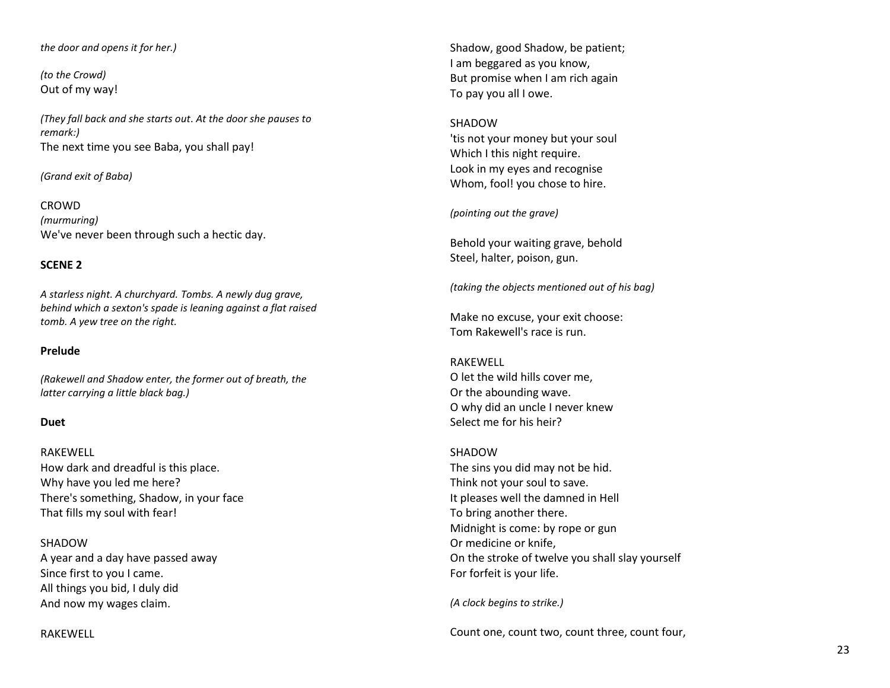*the door and opens it for her.)*

*(to the Crowd)*
Out of my way!

*(They fall back and she starts out. At the door she pauses to remark:)*
The next time you see Baba, you shall pay!

*(Grand exit of Baba)*

CROWD
*(murmuring)*
We've never been through such a hectic day.

**SCENE 2**

*A starless night. A churchyard. Tombs. A newly dug grave, behind which a sexton's spade is leaning against a flat raised tomb. A yew tree on the right.*

**Prelude**

*(Rakewell and Shadow enter, the former out of breath, the latter carrying a little black bag.)*

**Duet**

RAKEWELL
How dark and dreadful is this place.
Why have you led me here?
There's something, Shadow, in your face
That fills my soul with fear!

SHADOW
A year and a day have passed away
Since first to you I came.
All things you bid, I duly did
And now my wages claim.

RAKEWELL
Shadow, good Shadow, be patient;
I am beggared as you know,
But promise when I am rich again
To pay you all I owe.

SHADOW
'tis not your money but your soul
Which I this night require.
Look in my eyes and recognise
Whom, fool! you chose to hire.

*(pointing out the grave)*

Behold your waiting grave, behold
Steel, halter, poison, gun.

*(taking the objects mentioned out of his bag)*

Make no excuse, your exit choose:
Tom Rakewell's race is run.

RAKEWELL
O let the wild hills cover me,
Or the abounding wave.
O why did an uncle I never knew
Select me for his heir?

SHADOW
The sins you did may not be hid.
Think not your soul to save.
It pleases well the damned in Hell
To bring another there.
Midnight is come: by rope or gun
Or medicine or knife,
On the stroke of twelve you shall slay yourself
For forfeit is your life.

*(A clock begins to strike.)*

Count one, count two, count three, count four,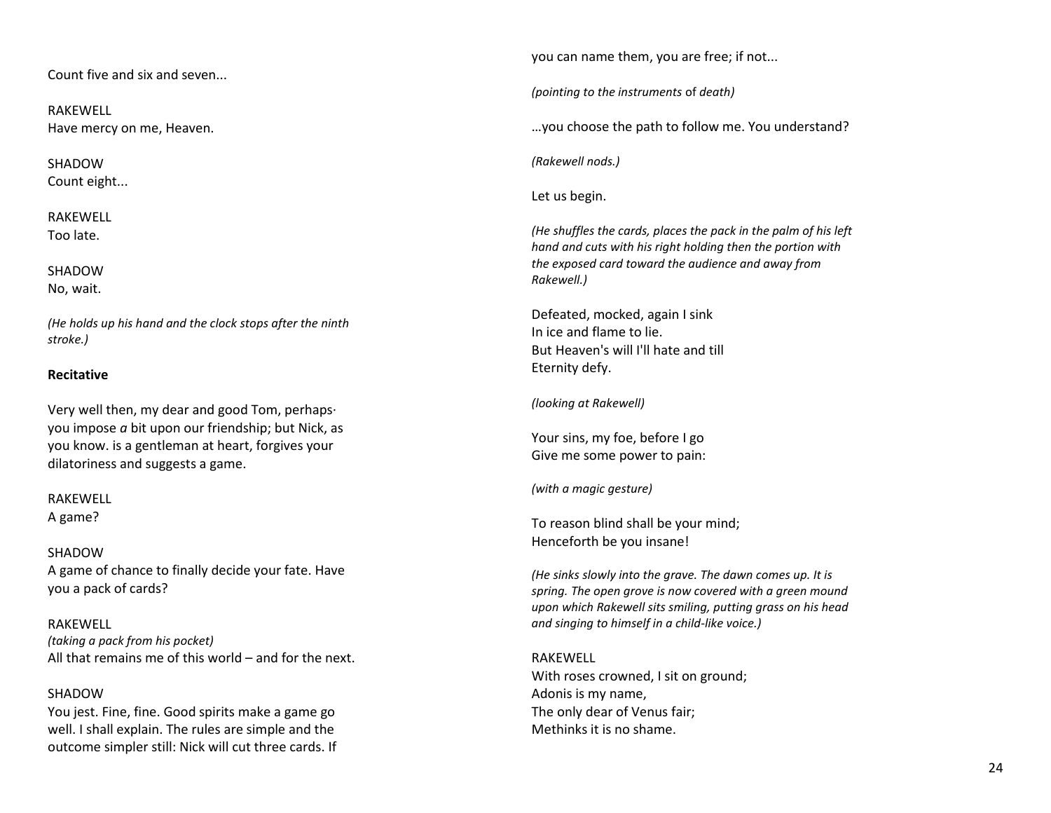Count five and six and seven...

RAKEWELL
Have mercy on me, Heaven.

SHADOW
Count eight...

RAKEWELL
Too late.

SHADOW
No, wait.

*(He holds up his hand and the clock stops after the ninth stroke.)*

**Recitative**

Very well then, my dear and good Tom, perhaps· you impose *a* bit upon our friendship; but Nick, as you know. is a gentleman at heart, forgives your dilatoriness and suggests a game.

RAKEWELL
A game?

SHADOW
A game of chance to finally decide your fate. Have you a pack of cards?

RAKEWELL
*(taking a pack from his pocket)*
All that remains me of this world – and for the next.

SHADOW
You jest. Fine, fine. Good spirits make a game go well. I shall explain. The rules are simple and the outcome simpler still: Nick will cut three cards. If you can name them, you are free; if not...

*(pointing to the instruments* of *death)*

…you choose the path to follow me. You understand?

*(Rakewell nods.)*

Let us begin.

*(He shuffles the cards, places the pack in the palm of his left hand and cuts with his right holding then the portion with the exposed card toward the audience and away from Rakewell.)*

Defeated, mocked, again I sink
In ice and flame to lie.
But Heaven's will I'll hate and till
Eternity defy.

*(looking at Rakewell)*

Your sins, my foe, before I go
Give me some power to pain:

*(with a magic gesture)*

To reason blind shall be your mind;
Henceforth be you insane!

*(He sinks slowly into the grave. The dawn comes up. It is spring. The open grove is now covered with a green mound upon which Rakewell sits smiling, putting grass on his head and singing to himself in a child-like voice.)*

RAKEWELL
With roses crowned, I sit on ground;
Adonis is my name,
The only dear of Venus fair;
Methinks it is no shame.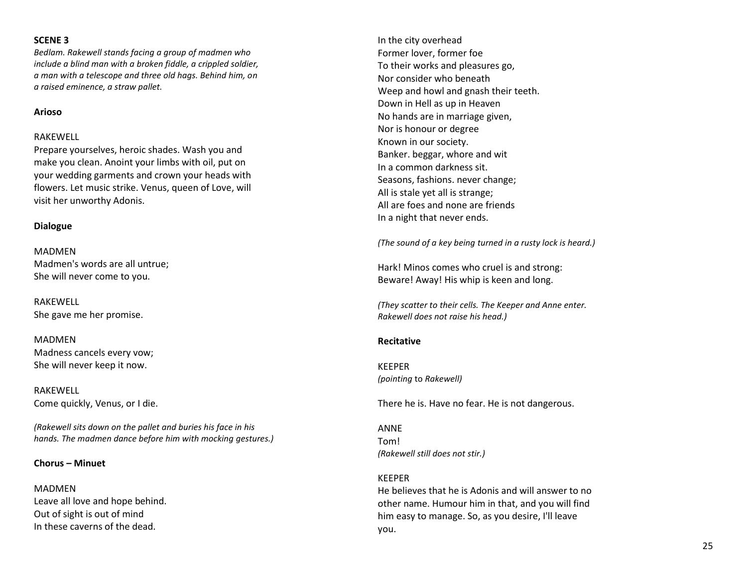**SCENE 3**

*Bedlam. Rakewell stands facing a group of madmen who include a blind man with a broken fiddle, a crippled soldier, a man with a telescope and three old hags. Behind him, on a raised eminence, a straw pallet.*

**Arioso**

RAKEWELL
Prepare yourselves, heroic shades. Wash you and make you clean. Anoint your limbs with oil, put on your wedding garments and crown your heads with flowers. Let music strike. Venus, queen of Love, will visit her unworthy Adonis.

**Dialogue**

MADMEN
Madmen's words are all untrue;
She will never come to you.

RAKEWELL
She gave me her promise.

MADMEN
Madness cancels every vow;
She will never keep it now.

RAKEWELL
Come quickly, Venus, or I die.

*(Rakewell sits down on the pallet and buries his face in his hands. The madmen dance before him with mocking gestures.)*

**Chorus – Minuet**

MADMEN
Leave all love and hope behind.
Out of sight is out of mind
In these caverns of the dead.
In the city overhead
Former lover, former foe
To their works and pleasures go,
Nor consider who beneath
Weep and howl and gnash their teeth.
Down in Hell as up in Heaven
No hands are in marriage given,
Nor is honour or degree
Known in our society.
Banker. beggar, whore and wit
In a common darkness sit.
Seasons, fashions. never change;
All is stale yet all is strange;
All are foes and none are friends
In a night that never ends.

*(The sound of a key being turned in a rusty lock is heard.)*

Hark! Minos comes who cruel is and strong:
Beware! Away! His whip is keen and long.

*(They scatter to their cells. The Keeper and Anne enter. Rakewell does not raise his head.)*

**Recitative**

KEEPER
*(pointing* to *Rakewell)*

There he is. Have no fear. He is not dangerous.

ANNE
Tom!
*(Rakewell still does not stir.)*

KEEPER
He believes that he is Adonis and will answer to no other name. Humour him in that, and you will find him easy to manage. So, as you desire, I'll leave you.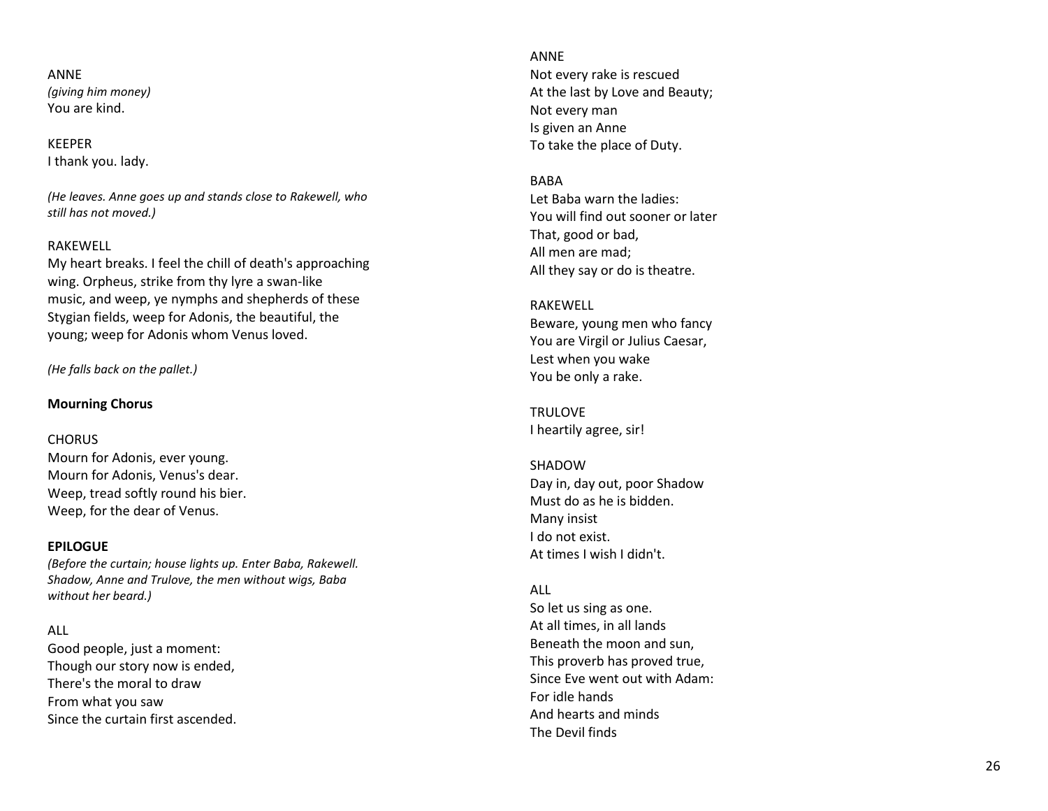ANNE
*(giving him money)*
You are kind.

KEEPER
I thank you. lady.

*(He leaves. Anne goes up and stands close to Rakewell, who still has not moved.)*

RAKEWELL
My heart breaks. I feel the chill of death's approaching wing. Orpheus, strike from thy lyre a swan-like music, and weep, ye nymphs and shepherds of these Stygian fields, weep for Adonis, the beautiful, the young; weep for Adonis whom Venus loved.

*(He falls back on the pallet.)*

**Mourning Chorus**

CHORUS
Mourn for Adonis, ever young.
Mourn for Adonis, Venus's dear.
Weep, tread softly round his bier.
Weep, for the dear of Venus.

**EPILOGUE**
*(Before the curtain; house lights up. Enter Baba, Rakewell. Shadow, Anne and Trulove, the men without wigs, Baba without her beard.)*

ALL
Good people, just a moment:
Though our story now is ended,
There's the moral to draw
From what you saw
Since the curtain first ascended.

ANNE
Not every rake is rescued
At the last by Love and Beauty;
Not every man
Is given an Anne
To take the place of Duty.

BABA
Let Baba warn the ladies:
You will find out sooner or later
That, good or bad,
All men are mad;
All they say or do is theatre.

RAKEWELL
Beware, young men who fancy
You are Virgil or Julius Caesar,
Lest when you wake
You be only a rake.

TRULOVE
I heartily agree, sir!

SHADOW
Day in, day out, poor Shadow
Must do as he is bidden.
Many insist
I do not exist.
At times I wish I didn't.

ALL
So let us sing as one.
At all times, in all lands
Beneath the moon and sun,
This proverb has proved true,
Since Eve went out with Adam:
For idle hands
And hearts and minds
The Devil finds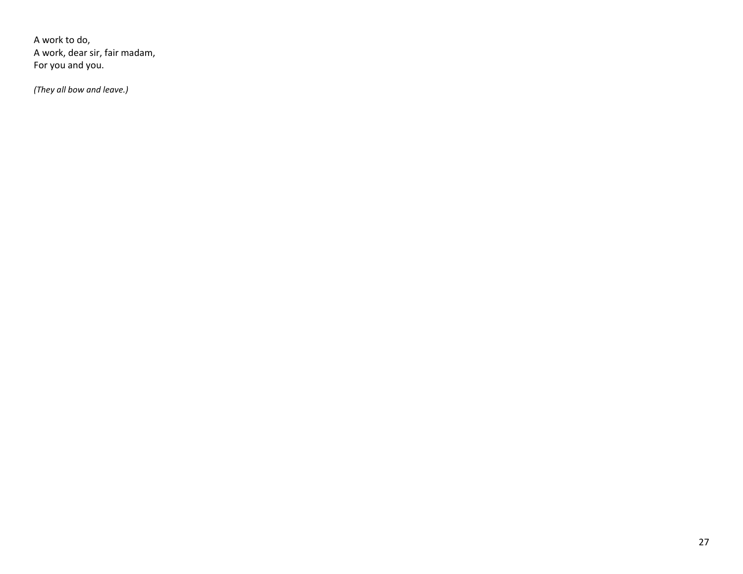A work to do,  
A work, dear sir, fair madam,  
For you and you.

*(They all bow and leave.)*